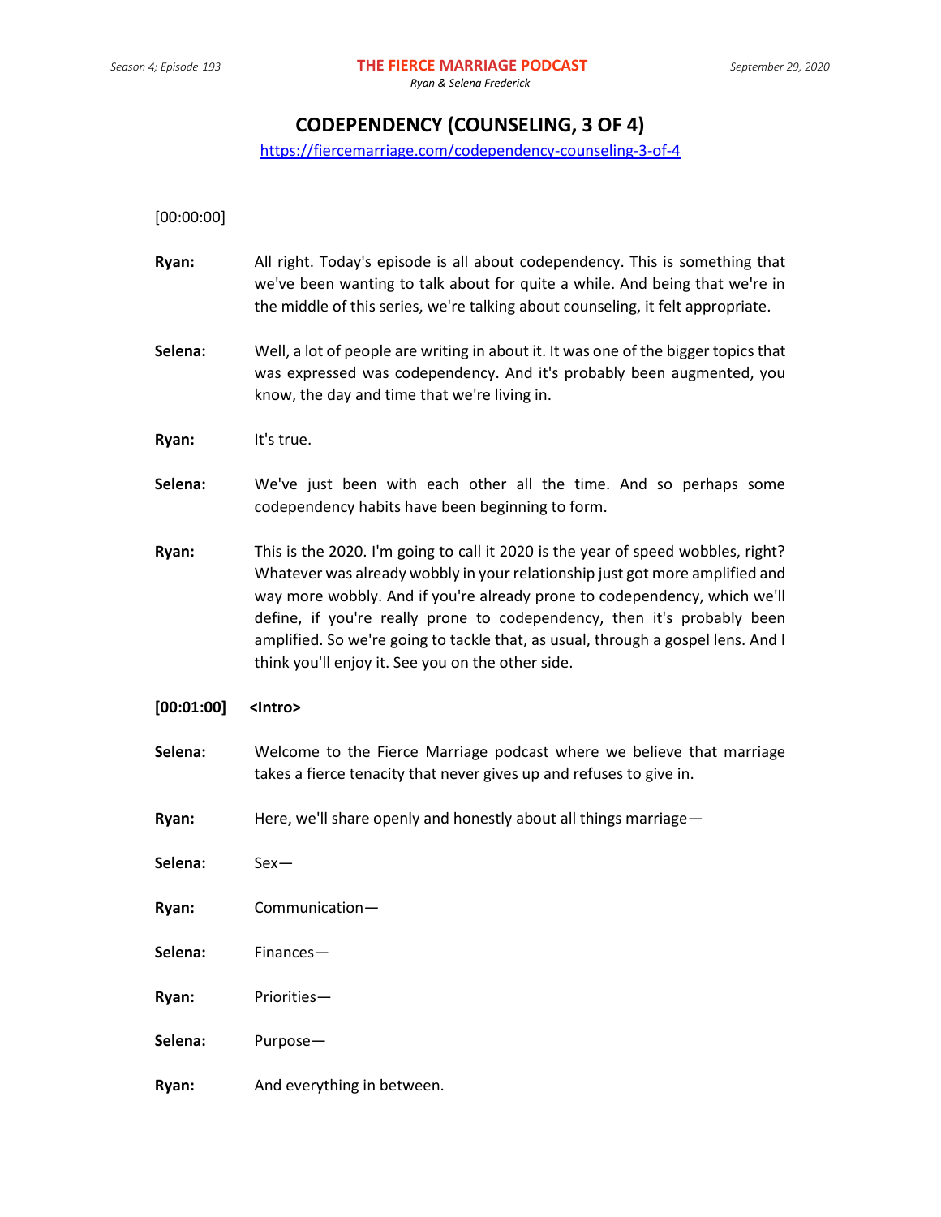# CODEPENDENCY (COUNSELING, 3 OF 4)

https://fiercemarriage.com/codependency-counseling-3-of-4

[00:00:00]

**Ryan:** All right. Today's episode is all about codependency. This is something that we've been wanting to talk about for quite a while. And being that we're in the middle of this series, we're talking about counseling, it felt appropriate.

**Selena:** Well, a lot of people are writing in about it. It was one of the bigger topics that was expressed was codependency. And it's probably been augmented, you know, the day and time that we're living in.

**Ryan:** It's true.

**Selena:** We've just been with each other all the time. And so perhaps some codependency habits have been beginning to form.

**Ryan:** This is the 2020. I'm going to call it 2020 is the year of speed wobbles, right? Whatever was already wobbly in your relationship just got more amplified and way more wobbly. And if you're already prone to codependency, which we'll define, if you're really prone to codependency, then it's probably been amplified. So we're going to tackle that, as usual, through a gospel lens. And I think you'll enjoy it. See you on the other side.

**[00:01:00] <Intro>**

**Selena:** Welcome to the Fierce Marriage podcast where we believe that marriage takes a fierce tenacity that never gives up and refuses to give in.

**Ryan:** Here, we'll share openly and honestly about all things marriage—

**Selena:** Sex—

**Ryan:** Communication—

**Selena:** Finances—

**Ryan:** Priorities—

**Selena:** Purpose—

**Ryan:** And everything in between.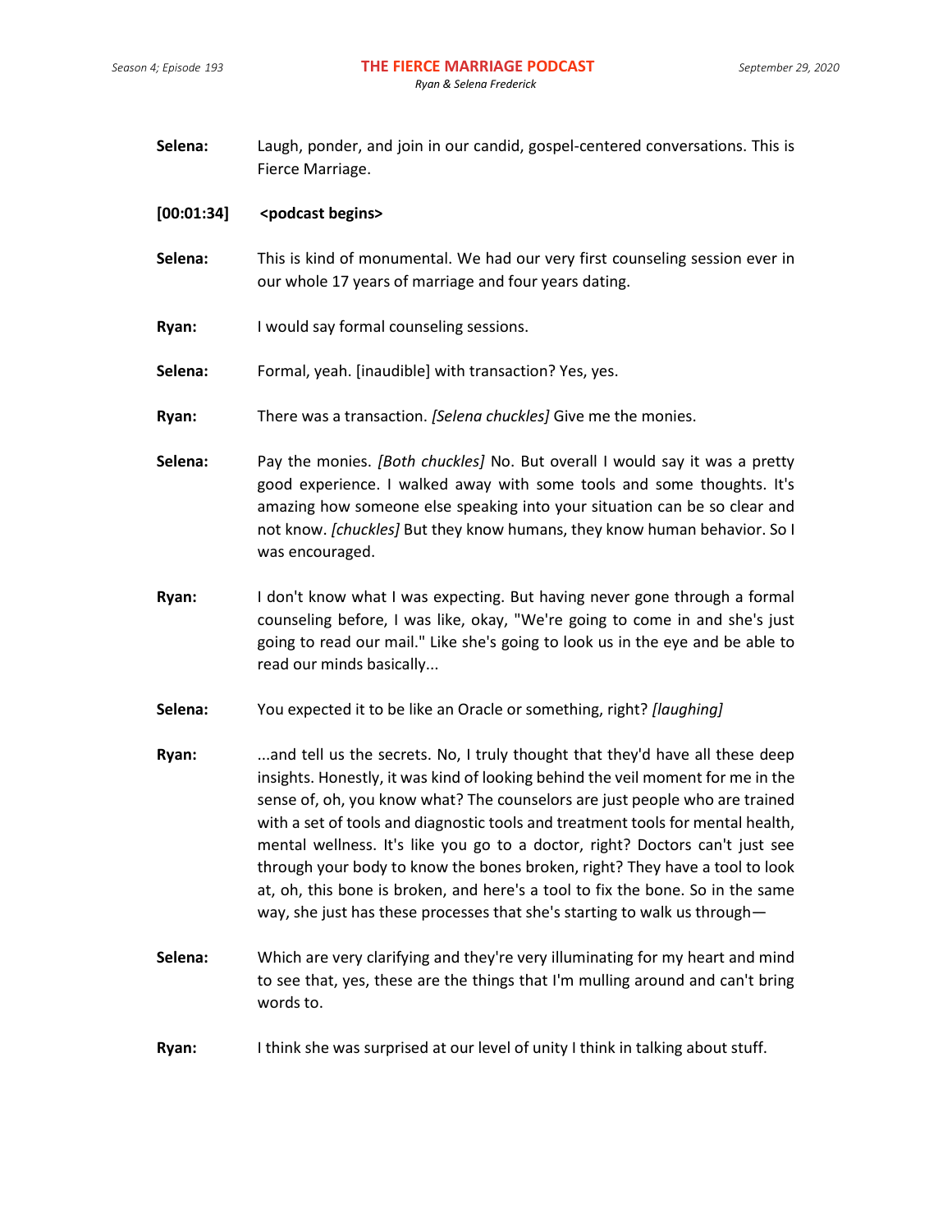**Selena:** Laugh, ponder, and join in our candid, gospel-centered conversations. This is Fierce Marriage.

**[00:01:34] <podcast begins>**

**Selena:** This is kind of monumental. We had our very first counseling session ever in our whole 17 years of marriage and four years dating.

**Ryan:** I would say formal counseling sessions.

**Selena:** Formal, yeah. [inaudible] with transaction? Yes, yes.

**Ryan:** There was a transaction. *[Selena chuckles]* Give me the monies.

**Selena:** Pay the monies. *[Both chuckles]* No. But overall I would say it was a pretty good experience. I walked away with some tools and some thoughts. It's amazing how someone else speaking into your situation can be so clear and not know. *[chuckles]* But they know humans, they know human behavior. So I was encouraged.

**Ryan:** I don't know what I was expecting. But having never gone through a formal counseling before, I was like, okay, "We're going to come in and she's just going to read our mail." Like she's going to look us in the eye and be able to read our minds basically...

**Selena:** You expected it to be like an Oracle or something, right? *[laughing]*

**Ryan:** ...and tell us the secrets. No, I truly thought that they'd have all these deep insights. Honestly, it was kind of looking behind the veil moment for me in the sense of, oh, you know what? The counselors are just people who are trained with a set of tools and diagnostic tools and treatment tools for mental health, mental wellness. It's like you go to a doctor, right? Doctors can't just see through your body to know the bones broken, right? They have a tool to look at, oh, this bone is broken, and here's a tool to fix the bone. So in the same way, she just has these processes that she's starting to walk us through—

**Selena:** Which are very clarifying and they're very illuminating for my heart and mind to see that, yes, these are the things that I'm mulling around and can't bring words to.

**Ryan:** I think she was surprised at our level of unity I think in talking about stuff.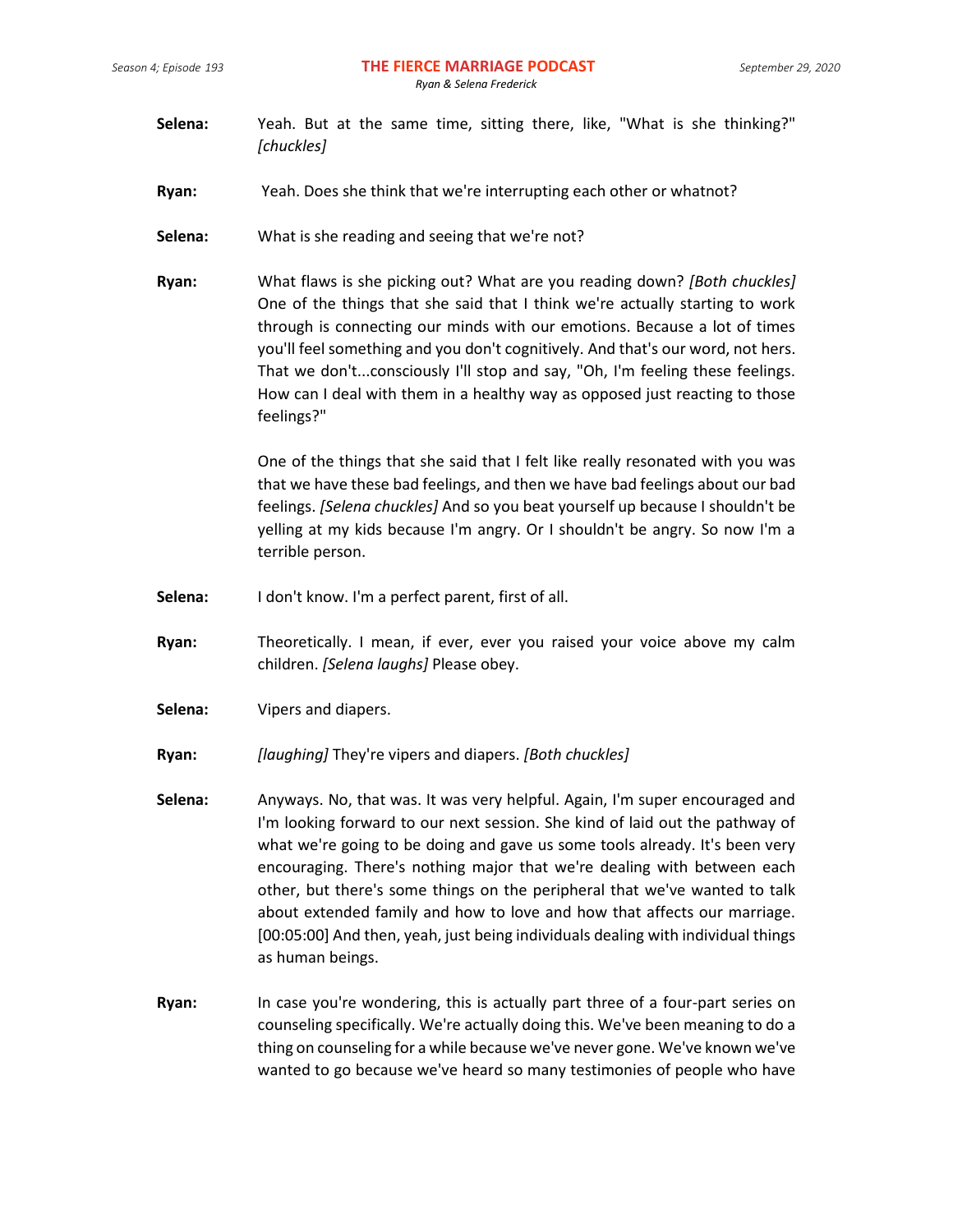**Selena:** Yeah. But at the same time, sitting there, like, "What is she thinking?" *[chuckles]*

**Ryan:** Yeah. Does she think that we're interrupting each other or whatnot?

**Selena:** What is she reading and seeing that we're not?

**Ryan:** What flaws is she picking out? What are you reading down? *[Both chuckles]* One of the things that she said that I think we're actually starting to work through is connecting our minds with our emotions. Because a lot of times you'll feel something and you don't cognitively. And that's our word, not hers. That we don't...consciously I'll stop and say, "Oh, I'm feeling these feelings. How can I deal with them in a healthy way as opposed just reacting to those feelings?"

One of the things that she said that I felt like really resonated with you was that we have these bad feelings, and then we have bad feelings about our bad feelings. *[Selena chuckles]* And so you beat yourself up because I shouldn't be yelling at my kids because I'm angry. Or I shouldn't be angry. So now I'm a terrible person.

**Selena:** I don't know. I'm a perfect parent, first of all.

**Ryan:** Theoretically. I mean, if ever, ever you raised your voice above my calm children. *[Selena laughs]* Please obey.

**Selena:** Vipers and diapers.

**Ryan:** *[laughing]* They're vipers and diapers. *[Both chuckles]*

**Selena:** Anyways. No, that was. It was very helpful. Again, I'm super encouraged and I'm looking forward to our next session. She kind of laid out the pathway of what we're going to be doing and gave us some tools already. It's been very encouraging. There's nothing major that we're dealing with between each other, but there's some things on the peripheral that we've wanted to talk about extended family and how to love and how that affects our marriage. [00:05:00] And then, yeah, just being individuals dealing with individual things as human beings.

**Ryan:** In case you're wondering, this is actually part three of a four-part series on counseling specifically. We're actually doing this. We've been meaning to do a thing on counseling for a while because we've never gone. We've known we've wanted to go because we've heard so many testimonies of people who have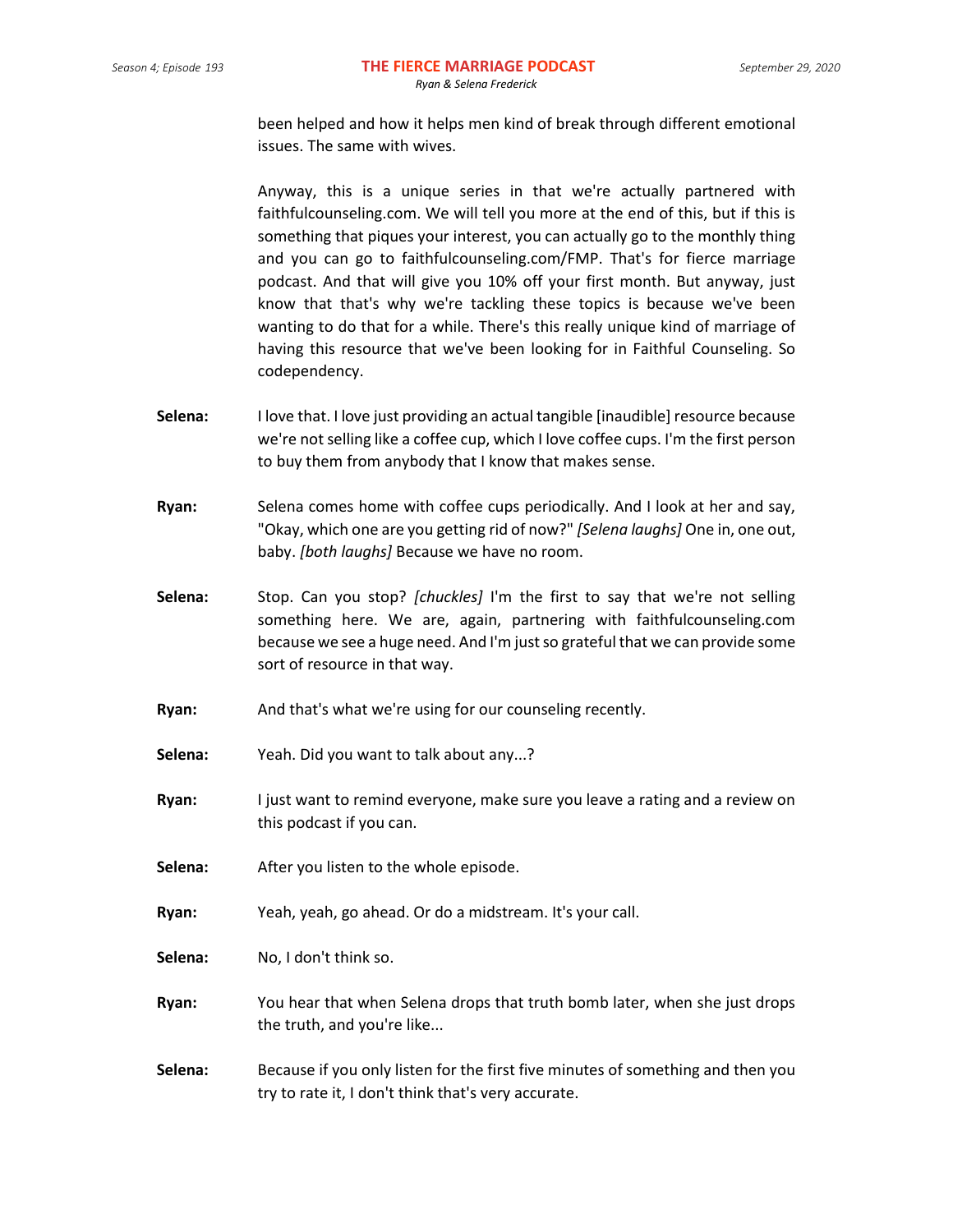been helped and how it helps men kind of break through different emotional issues. The same with wives.

Anyway, this is a unique series in that we're actually partnered with faithfulcounseling.com. We will tell you more at the end of this, but if this is something that piques your interest, you can actually go to the monthly thing and you can go to faithfulcounseling.com/FMP. That's for fierce marriage podcast. And that will give you 10% off your first month. But anyway, just know that that's why we're tackling these topics is because we've been wanting to do that for a while. There's this really unique kind of marriage of having this resource that we've been looking for in Faithful Counseling. So codependency.

**Selena:** I love that. I love just providing an actual tangible [inaudible] resource because we're not selling like a coffee cup, which I love coffee cups. I'm the first person to buy them from anybody that I know that makes sense.

**Ryan:** Selena comes home with coffee cups periodically. And I look at her and say, "Okay, which one are you getting rid of now?" *[Selena laughs]* One in, one out, baby. *[both laughs]* Because we have no room.

**Selena:** Stop. Can you stop? *[chuckles]* I'm the first to say that we're not selling something here. We are, again, partnering with faithfulcounseling.com because we see a huge need. And I'm just so grateful that we can provide some sort of resource in that way.

**Ryan:** And that's what we're using for our counseling recently.

**Selena:** Yeah. Did you want to talk about any...?

**Ryan:** I just want to remind everyone, make sure you leave a rating and a review on this podcast if you can.

**Selena:** After you listen to the whole episode.

**Ryan:** Yeah, yeah, go ahead. Or do a midstream. It's your call.

**Selena:** No, I don't think so.

**Ryan:** You hear that when Selena drops that truth bomb later, when she just drops the truth, and you're like...

**Selena:** Because if you only listen for the first five minutes of something and then you try to rate it, I don't think that's very accurate.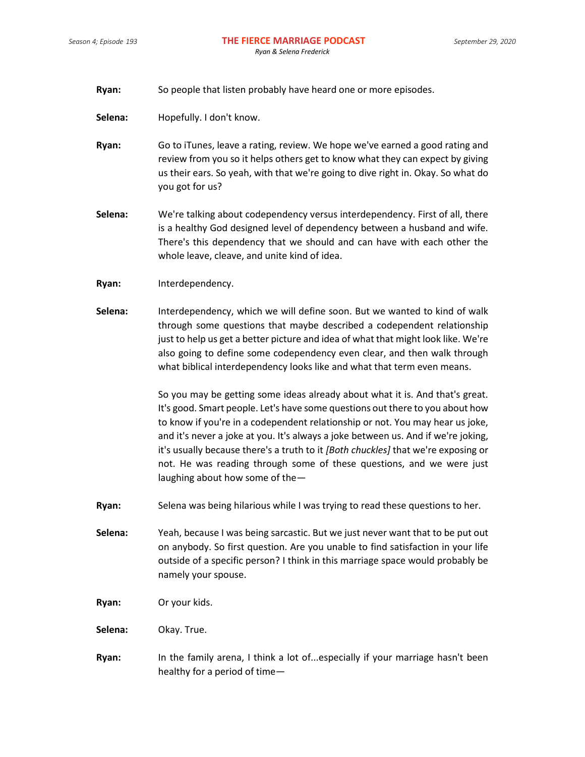**Ryan:** So people that listen probably have heard one or more episodes.

**Selena:** Hopefully. I don't know.

**Ryan:** Go to iTunes, leave a rating, review. We hope we've earned a good rating and review from you so it helps others get to know what they can expect by giving us their ears. So yeah, with that we're going to dive right in. Okay. So what do you got for us?

**Selena:** We're talking about codependency versus interdependency. First of all, there is a healthy God designed level of dependency between a husband and wife. There's this dependency that we should and can have with each other the whole leave, cleave, and unite kind of idea.

**Ryan:** Interdependency.

**Selena:** Interdependency, which we will define soon. But we wanted to kind of walk through some questions that maybe described a codependent relationship just to help us get a better picture and idea of what that might look like. We're also going to define some codependency even clear, and then walk through what biblical interdependency looks like and what that term even means.

So you may be getting some ideas already about what it is. And that's great. It's good. Smart people. Let's have some questions out there to you about how to know if you're in a codependent relationship or not. You may hear us joke, and it's never a joke at you. It's always a joke between us. And if we're joking, it's usually because there's a truth to it *[Both chuckles]* that we're exposing or not. He was reading through some of these questions, and we were just laughing about how some of the—

**Ryan:** Selena was being hilarious while I was trying to read these questions to her.

**Selena:** Yeah, because I was being sarcastic. But we just never want that to be put out on anybody. So first question. Are you unable to find satisfaction in your life outside of a specific person? I think in this marriage space would probably be namely your spouse.

**Ryan:** Or your kids.

**Selena:** Okay. True.

**Ryan:** In the family arena, I think a lot of...especially if your marriage hasn't been healthy for a period of time—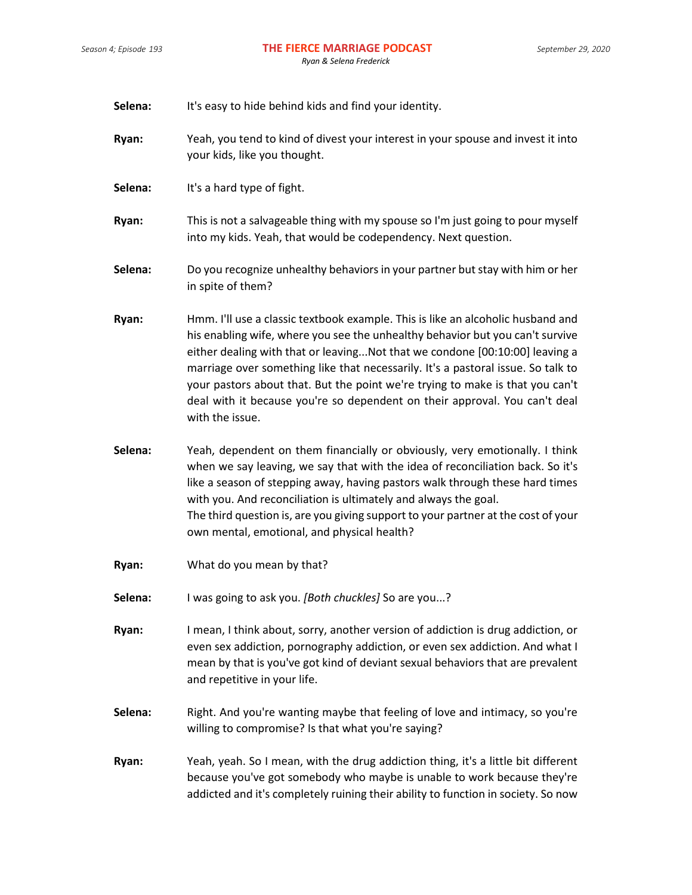**Selena:** It's easy to hide behind kids and find your identity.

**Ryan:** Yeah, you tend to kind of divest your interest in your spouse and invest it into your kids, like you thought.

**Selena:** It's a hard type of fight.

**Ryan:** This is not a salvageable thing with my spouse so I'm just going to pour myself into my kids. Yeah, that would be codependency. Next question.

**Selena:** Do you recognize unhealthy behaviors in your partner but stay with him or her in spite of them?

**Ryan:** Hmm. I'll use a classic textbook example. This is like an alcoholic husband and his enabling wife, where you see the unhealthy behavior but you can't survive either dealing with that or leaving...Not that we condone [00:10:00] leaving a marriage over something like that necessarily. It's a pastoral issue. So talk to your pastors about that. But the point we're trying to make is that you can't deal with it because you're so dependent on their approval. You can't deal with the issue.

**Selena:** Yeah, dependent on them financially or obviously, very emotionally. I think when we say leaving, we say that with the idea of reconciliation back. So it's like a season of stepping away, having pastors walk through these hard times with you. And reconciliation is ultimately and always the goal.
The third question is, are you giving support to your partner at the cost of your own mental, emotional, and physical health?

**Ryan:** What do you mean by that?

**Selena:** I was going to ask you. *[Both chuckles]* So are you...?

**Ryan:** I mean, I think about, sorry, another version of addiction is drug addiction, or even sex addiction, pornography addiction, or even sex addiction. And what I mean by that is you've got kind of deviant sexual behaviors that are prevalent and repetitive in your life.

**Selena:** Right. And you're wanting maybe that feeling of love and intimacy, so you're willing to compromise? Is that what you're saying?

**Ryan:** Yeah, yeah. So I mean, with the drug addiction thing, it's a little bit different because you've got somebody who maybe is unable to work because they're addicted and it's completely ruining their ability to function in society. So now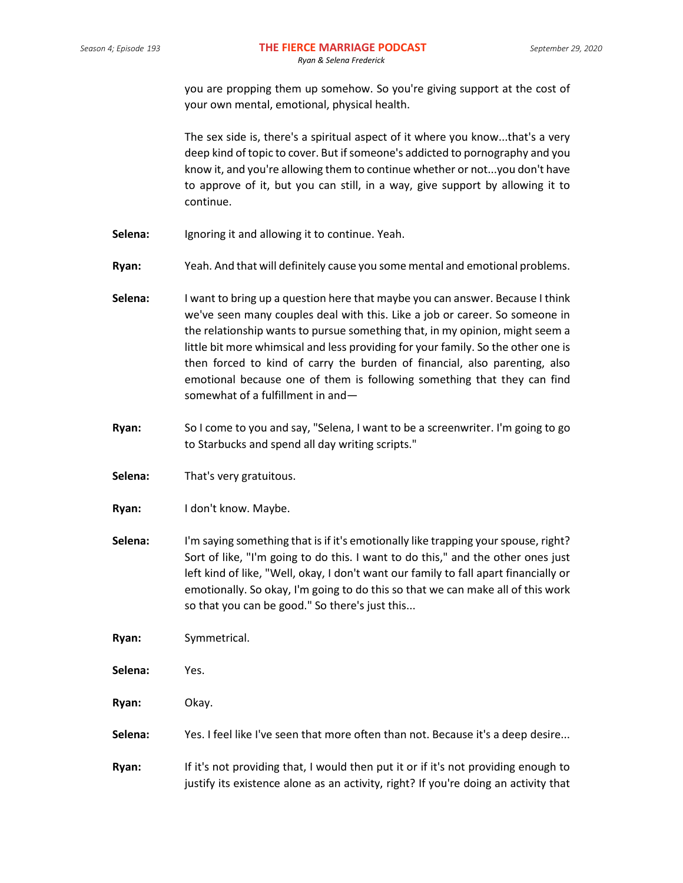you are propping them up somehow. So you're giving support at the cost of your own mental, emotional, physical health.

The sex side is, there's a spiritual aspect of it where you know...that's a very deep kind of topic to cover. But if someone's addicted to pornography and you know it, and you're allowing them to continue whether or not...you don't have to approve of it, but you can still, in a way, give support by allowing it to continue.

**Selena:** Ignoring it and allowing it to continue. Yeah.

**Ryan:** Yeah. And that will definitely cause you some mental and emotional problems.

**Selena:** I want to bring up a question here that maybe you can answer. Because I think we've seen many couples deal with this. Like a job or career. So someone in the relationship wants to pursue something that, in my opinion, might seem a little bit more whimsical and less providing for your family. So the other one is then forced to kind of carry the burden of financial, also parenting, also emotional because one of them is following something that they can find somewhat of a fulfillment in and—

**Ryan:** So I come to you and say, "Selena, I want to be a screenwriter. I'm going to go to Starbucks and spend all day writing scripts."

**Selena:** That's very gratuitous.

**Ryan:** I don't know. Maybe.

**Selena:** I'm saying something that is if it's emotionally like trapping your spouse, right? Sort of like, "I'm going to do this. I want to do this," and the other ones just left kind of like, "Well, okay, I don't want our family to fall apart financially or emotionally. So okay, I'm going to do this so that we can make all of this work so that you can be good." So there's just this...

**Ryan:** Symmetrical.

**Selena:** Yes.

**Ryan:** Okay.

**Selena:** Yes. I feel like I've seen that more often than not. Because it's a deep desire...

**Ryan:** If it's not providing that, I would then put it or if it's not providing enough to justify its existence alone as an activity, right? If you're doing an activity that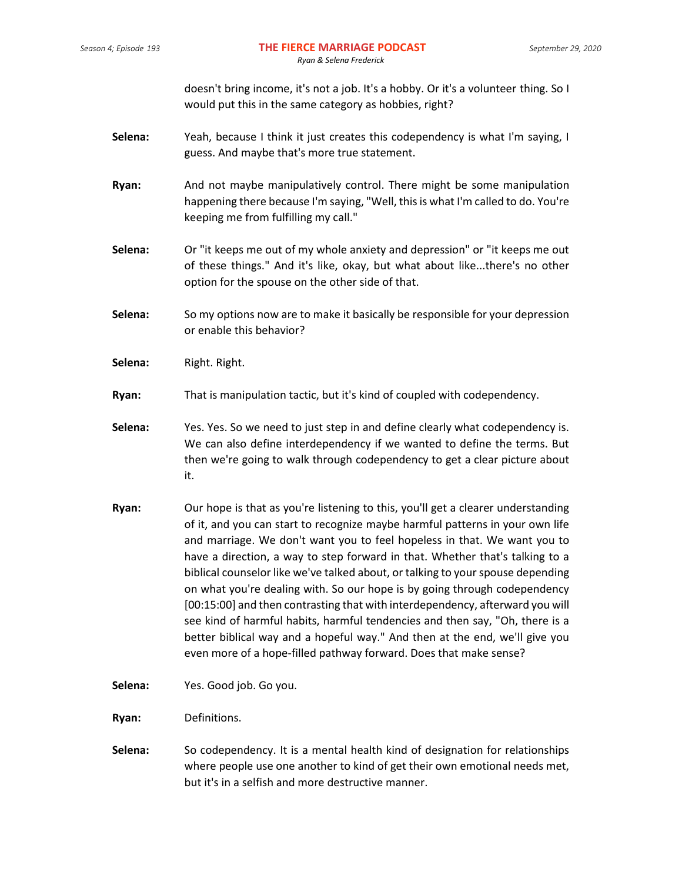doesn't bring income, it's not a job. It's a hobby. Or it's a volunteer thing. So I would put this in the same category as hobbies, right?

**Selena:** Yeah, because I think it just creates this codependency is what I'm saying, I guess. And maybe that's more true statement.

**Ryan:** And not maybe manipulatively control. There might be some manipulation happening there because I'm saying, "Well, this is what I'm called to do. You're keeping me from fulfilling my call."

**Selena:** Or "it keeps me out of my whole anxiety and depression" or "it keeps me out of these things." And it's like, okay, but what about like...there's no other option for the spouse on the other side of that.

**Selena:** So my options now are to make it basically be responsible for your depression or enable this behavior?

**Selena:** Right. Right.

**Ryan:** That is manipulation tactic, but it's kind of coupled with codependency.

**Selena:** Yes. Yes. So we need to just step in and define clearly what codependency is. We can also define interdependency if we wanted to define the terms. But then we're going to walk through codependency to get a clear picture about it.

**Ryan:** Our hope is that as you're listening to this, you'll get a clearer understanding of it, and you can start to recognize maybe harmful patterns in your own life and marriage. We don't want you to feel hopeless in that. We want you to have a direction, a way to step forward in that. Whether that's talking to a biblical counselor like we've talked about, or talking to your spouse depending on what you're dealing with. So our hope is by going through codependency [00:15:00] and then contrasting that with interdependency, afterward you will see kind of harmful habits, harmful tendencies and then say, "Oh, there is a better biblical way and a hopeful way." And then at the end, we'll give you even more of a hope-filled pathway forward. Does that make sense?

**Selena:** Yes. Good job. Go you.

**Ryan:** Definitions.

**Selena:** So codependency. It is a mental health kind of designation for relationships where people use one another to kind of get their own emotional needs met, but it's in a selfish and more destructive manner.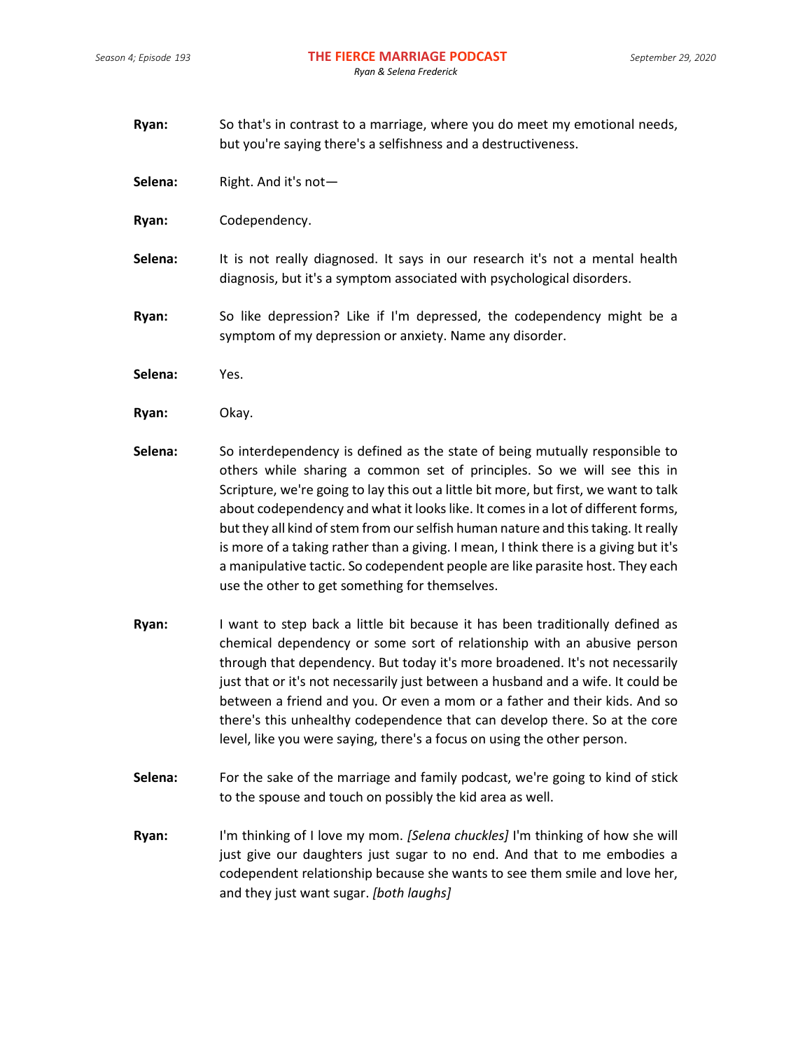**Ryan:** So that's in contrast to a marriage, where you do meet my emotional needs, but you're saying there's a selfishness and a destructiveness.

**Selena:** Right. And it's not—

**Ryan:** Codependency.

**Selena:** It is not really diagnosed. It says in our research it's not a mental health diagnosis, but it's a symptom associated with psychological disorders.

**Ryan:** So like depression? Like if I'm depressed, the codependency might be a symptom of my depression or anxiety. Name any disorder.

**Selena:** Yes.

**Ryan:** Okay.

**Selena:** So interdependency is defined as the state of being mutually responsible to others while sharing a common set of principles. So we will see this in Scripture, we're going to lay this out a little bit more, but first, we want to talk about codependency and what it looks like. It comes in a lot of different forms, but they all kind of stem from our selfish human nature and this taking. It really is more of a taking rather than a giving. I mean, I think there is a giving but it's a manipulative tactic. So codependent people are like parasite host. They each use the other to get something for themselves.

**Ryan:** I want to step back a little bit because it has been traditionally defined as chemical dependency or some sort of relationship with an abusive person through that dependency. But today it's more broadened. It's not necessarily just that or it's not necessarily just between a husband and a wife. It could be between a friend and you. Or even a mom or a father and their kids. And so there's this unhealthy codependence that can develop there. So at the core level, like you were saying, there's a focus on using the other person.

**Selena:** For the sake of the marriage and family podcast, we're going to kind of stick to the spouse and touch on possibly the kid area as well.

**Ryan:** I'm thinking of I love my mom. *[Selena chuckles]* I'm thinking of how she will just give our daughters just sugar to no end. And that to me embodies a codependent relationship because she wants to see them smile and love her, and they just want sugar. *[both laughs]*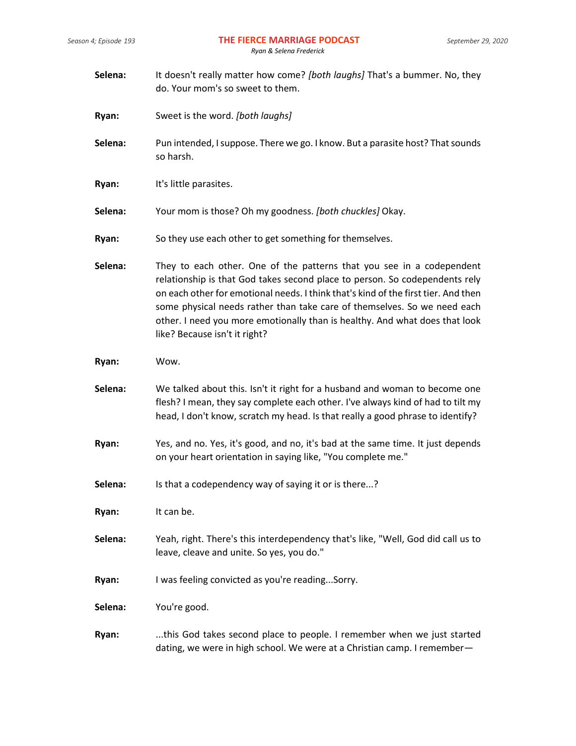**Selena:** It doesn't really matter how come? *[both laughs]* That's a bummer. No, they do. Your mom's so sweet to them.

**Ryan:** Sweet is the word. *[both laughs]*

**Selena:** Pun intended, I suppose. There we go. I know. But a parasite host? That sounds so harsh.

**Ryan:** It's little parasites.

**Selena:** Your mom is those? Oh my goodness. *[both chuckles]* Okay.

**Ryan:** So they use each other to get something for themselves.

**Selena:** They to each other. One of the patterns that you see in a codependent relationship is that God takes second place to person. So codependents rely on each other for emotional needs. I think that's kind of the first tier. And then some physical needs rather than take care of themselves. So we need each other. I need you more emotionally than is healthy. And what does that look like? Because isn't it right?

**Ryan:** Wow.

**Selena:** We talked about this. Isn't it right for a husband and woman to become one flesh? I mean, they say complete each other. I've always kind of had to tilt my head, I don't know, scratch my head. Is that really a good phrase to identify?

**Ryan:** Yes, and no. Yes, it's good, and no, it's bad at the same time. It just depends on your heart orientation in saying like, "You complete me."

**Selena:** Is that a codependency way of saying it or is there...?

**Ryan:** It can be.

**Selena:** Yeah, right. There's this interdependency that's like, "Well, God did call us to leave, cleave and unite. So yes, you do."

**Ryan:** I was feeling convicted as you're reading...Sorry.

**Selena:** You're good.

**Ryan:** ...this God takes second place to people. I remember when we just started dating, we were in high school. We were at a Christian camp. I remember—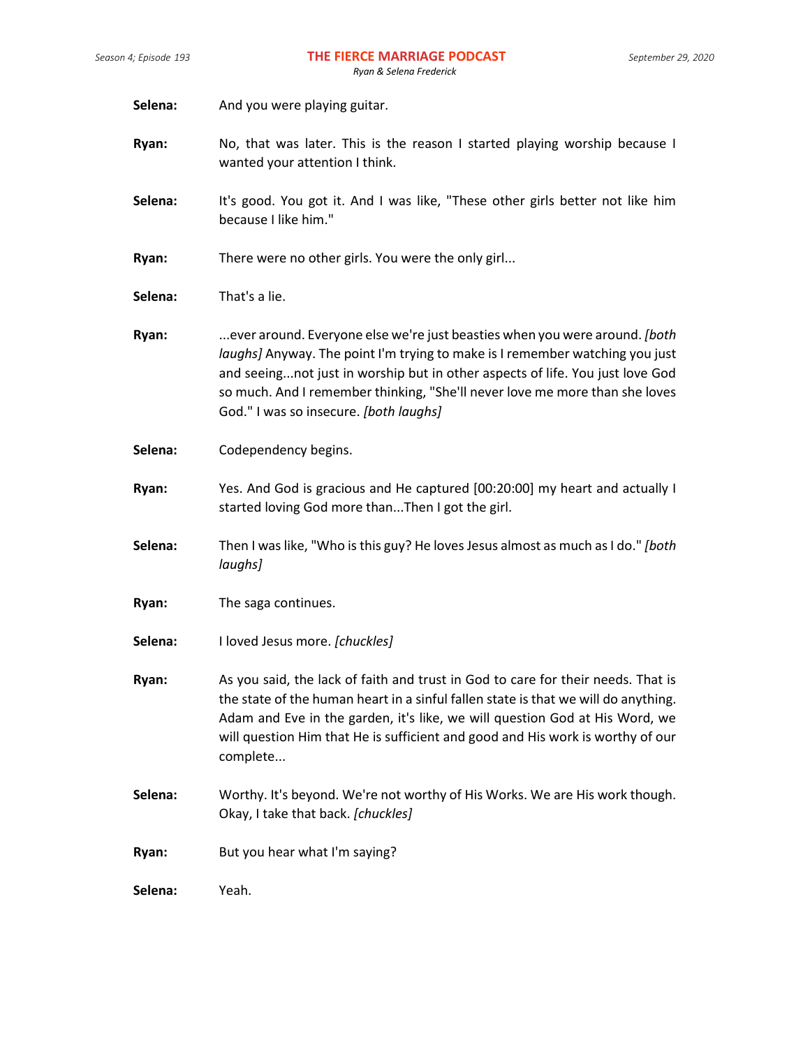**Selena:** And you were playing guitar.

**Ryan:** No, that was later. This is the reason I started playing worship because I wanted your attention I think.

**Selena:** It's good. You got it. And I was like, "These other girls better not like him because I like him."

**Ryan:** There were no other girls. You were the only girl...

**Selena:** That's a lie.

**Ryan:** ...ever around. Everyone else we're just beasties when you were around. *[both laughs]* Anyway. The point I'm trying to make is I remember watching you just and seeing...not just in worship but in other aspects of life. You just love God so much. And I remember thinking, "She'll never love me more than she loves God." I was so insecure. *[both laughs]*

**Selena:** Codependency begins.

**Ryan:** Yes. And God is gracious and He captured [00:20:00] my heart and actually I started loving God more than...Then I got the girl.

**Selena:** Then I was like, "Who is this guy? He loves Jesus almost as much as I do." *[both laughs]*

**Ryan:** The saga continues.

**Selena:** I loved Jesus more. *[chuckles]*

**Ryan:** As you said, the lack of faith and trust in God to care for their needs. That is the state of the human heart in a sinful fallen state is that we will do anything. Adam and Eve in the garden, it's like, we will question God at His Word, we will question Him that He is sufficient and good and His work is worthy of our complete...

**Selena:** Worthy. It's beyond. We're not worthy of His Works. We are His work though. Okay, I take that back. *[chuckles]*

**Ryan:** But you hear what I'm saying?

**Selena:** Yeah.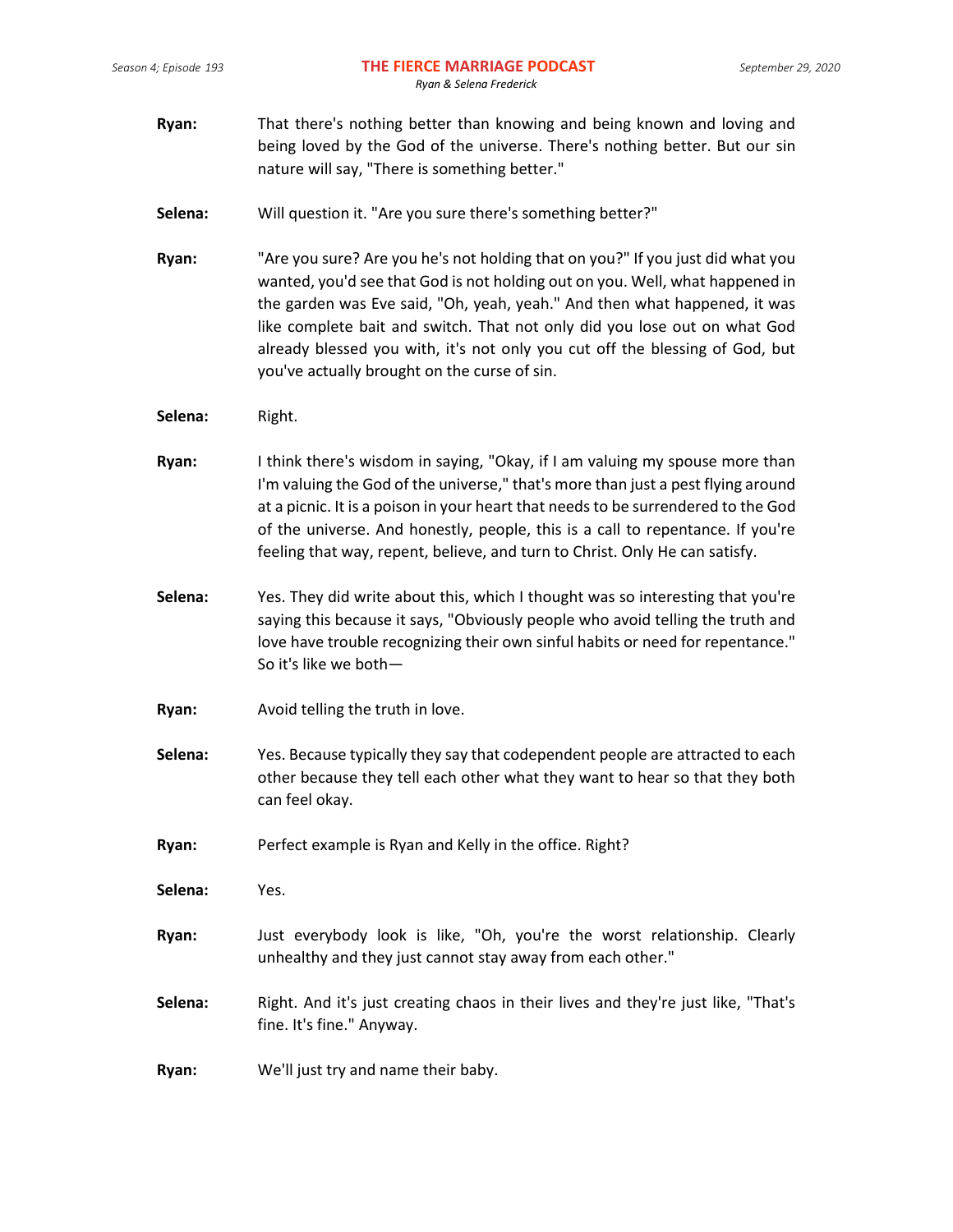**Ryan:** That there's nothing better than knowing and being known and loving and being loved by the God of the universe. There's nothing better. But our sin nature will say, "There is something better."

**Selena:** Will question it. "Are you sure there's something better?"

**Ryan:** "Are you sure? Are you he's not holding that on you?" If you just did what you wanted, you'd see that God is not holding out on you. Well, what happened in the garden was Eve said, "Oh, yeah, yeah." And then what happened, it was like complete bait and switch. That not only did you lose out on what God already blessed you with, it's not only you cut off the blessing of God, but you've actually brought on the curse of sin.

**Selena:** Right.

**Ryan:** I think there's wisdom in saying, "Okay, if I am valuing my spouse more than I'm valuing the God of the universe," that's more than just a pest flying around at a picnic. It is a poison in your heart that needs to be surrendered to the God of the universe. And honestly, people, this is a call to repentance. If you're feeling that way, repent, believe, and turn to Christ. Only He can satisfy.

**Selena:** Yes. They did write about this, which I thought was so interesting that you're saying this because it says, "Obviously people who avoid telling the truth and love have trouble recognizing their own sinful habits or need for repentance." So it's like we both—

**Ryan:** Avoid telling the truth in love.

**Selena:** Yes. Because typically they say that codependent people are attracted to each other because they tell each other what they want to hear so that they both can feel okay.

**Ryan:** Perfect example is Ryan and Kelly in the office. Right?

**Selena:** Yes.

**Ryan:** Just everybody look is like, "Oh, you're the worst relationship. Clearly unhealthy and they just cannot stay away from each other."

**Selena:** Right. And it's just creating chaos in their lives and they're just like, "That's fine. It's fine." Anyway.

**Ryan:** We'll just try and name their baby.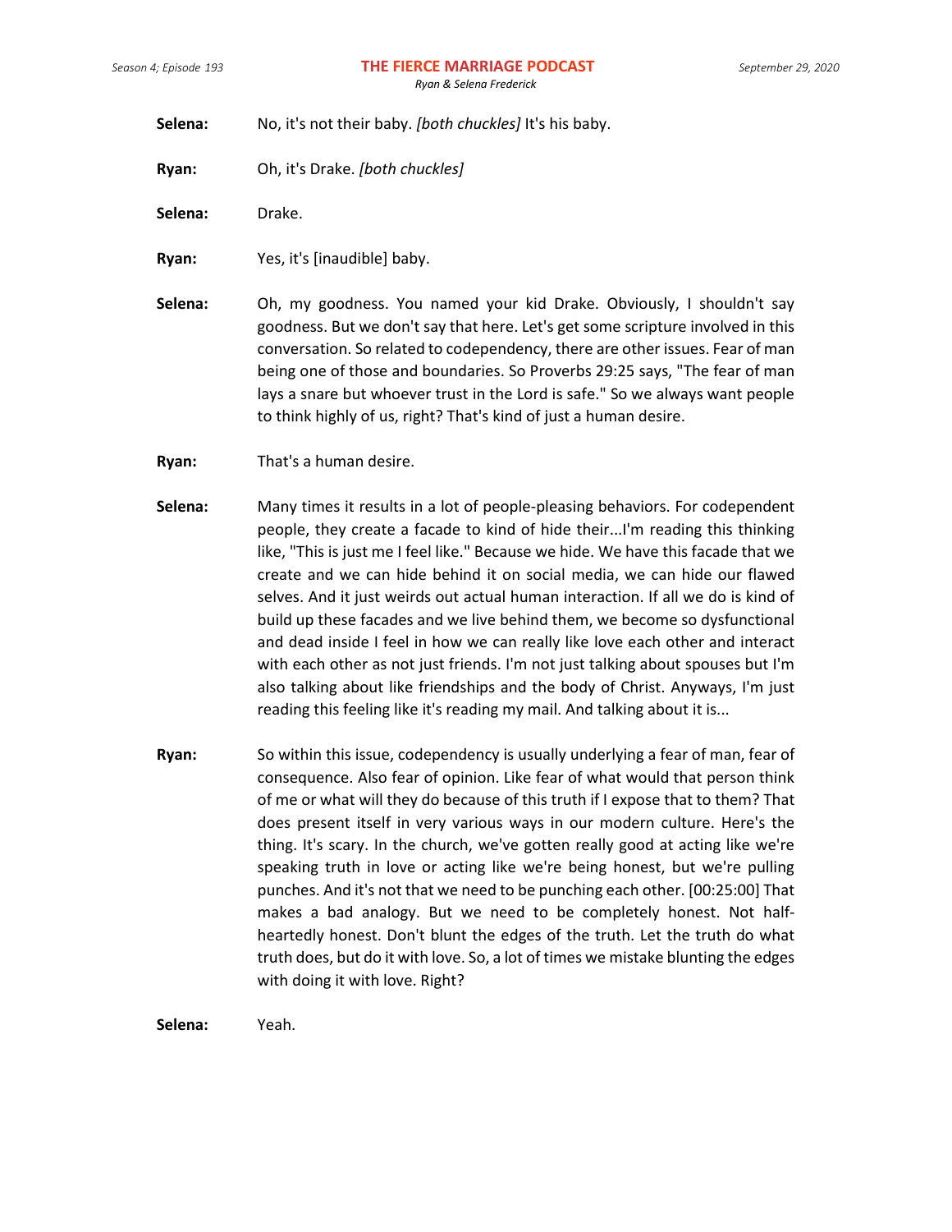**Selena:** No, it's not their baby. *[both chuckles]* It's his baby.

**Ryan:** Oh, it's Drake. *[both chuckles]*

**Selena:** Drake.

**Ryan:** Yes, it's [inaudible] baby.

**Selena:** Oh, my goodness. You named your kid Drake. Obviously, I shouldn't say goodness. But we don't say that here. Let's get some scripture involved in this conversation. So related to codependency, there are other issues. Fear of man being one of those and boundaries. So Proverbs 29:25 says, "The fear of man lays a snare but whoever trust in the Lord is safe." So we always want people to think highly of us, right? That's kind of just a human desire.

**Ryan:** That's a human desire.

**Selena:** Many times it results in a lot of people-pleasing behaviors. For codependent people, they create a facade to kind of hide their...I'm reading this thinking like, "This is just me I feel like." Because we hide. We have this facade that we create and we can hide behind it on social media, we can hide our flawed selves. And it just weirds out actual human interaction. If all we do is kind of build up these facades and we live behind them, we become so dysfunctional and dead inside I feel in how we can really like love each other and interact with each other as not just friends. I'm not just talking about spouses but I'm also talking about like friendships and the body of Christ. Anyways, I'm just reading this feeling like it's reading my mail. And talking about it is...

**Ryan:** So within this issue, codependency is usually underlying a fear of man, fear of consequence. Also fear of opinion. Like fear of what would that person think of me or what will they do because of this truth if I expose that to them? That does present itself in very various ways in our modern culture. Here's the thing. It's scary. In the church, we've gotten really good at acting like we're speaking truth in love or acting like we're being honest, but we're pulling punches. And it's not that we need to be punching each other. [00:25:00] That makes a bad analogy. But we need to be completely honest. Not half-heartedly honest. Don't blunt the edges of the truth. Let the truth do what truth does, but do it with love. So, a lot of times we mistake blunting the edges with doing it with love. Right?

**Selena:** Yeah.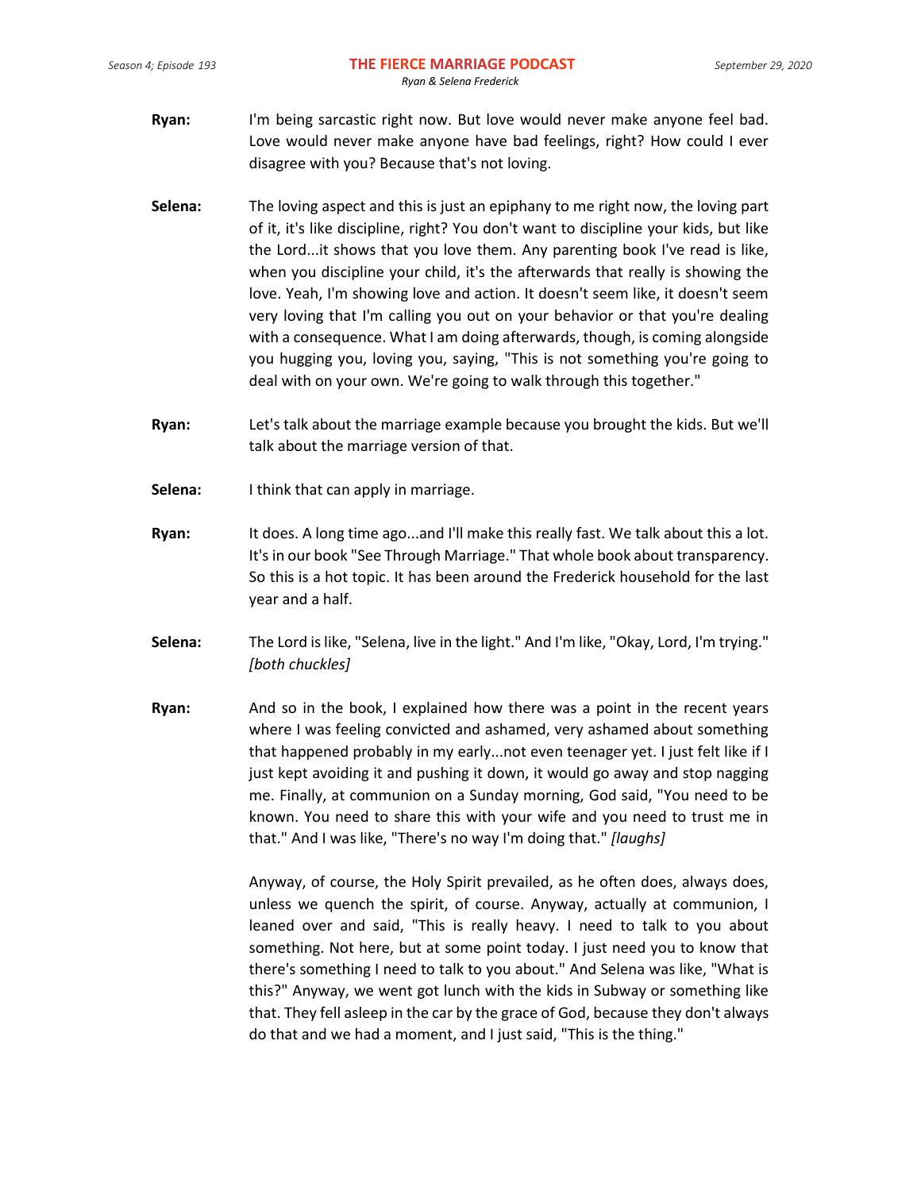**Ryan:** I'm being sarcastic right now. But love would never make anyone feel bad. Love would never make anyone have bad feelings, right? How could I ever disagree with you? Because that's not loving.

**Selena:** The loving aspect and this is just an epiphany to me right now, the loving part of it, it's like discipline, right? You don't want to discipline your kids, but like the Lord...it shows that you love them. Any parenting book I've read is like, when you discipline your child, it's the afterwards that really is showing the love. Yeah, I'm showing love and action. It doesn't seem like, it doesn't seem very loving that I'm calling you out on your behavior or that you're dealing with a consequence. What I am doing afterwards, though, is coming alongside you hugging you, loving you, saying, "This is not something you're going to deal with on your own. We're going to walk through this together."

**Ryan:** Let's talk about the marriage example because you brought the kids. But we'll talk about the marriage version of that.

**Selena:** I think that can apply in marriage.

**Ryan:** It does. A long time ago...and I'll make this really fast. We talk about this a lot. It's in our book "See Through Marriage." That whole book about transparency. So this is a hot topic. It has been around the Frederick household for the last year and a half.

**Selena:** The Lord is like, "Selena, live in the light." And I'm like, "Okay, Lord, I'm trying." *[both chuckles]*

**Ryan:** And so in the book, I explained how there was a point in the recent years where I was feeling convicted and ashamed, very ashamed about something that happened probably in my early...not even teenager yet. I just felt like if I just kept avoiding it and pushing it down, it would go away and stop nagging me. Finally, at communion on a Sunday morning, God said, "You need to be known. You need to share this with your wife and you need to trust me in that." And I was like, "There's no way I'm doing that." *[laughs]*

Anyway, of course, the Holy Spirit prevailed, as he often does, always does, unless we quench the spirit, of course. Anyway, actually at communion, I leaned over and said, "This is really heavy. I need to talk to you about something. Not here, but at some point today. I just need you to know that there's something I need to talk to you about." And Selena was like, "What is this?" Anyway, we went got lunch with the kids in Subway or something like that. They fell asleep in the car by the grace of God, because they don't always do that and we had a moment, and I just said, "This is the thing."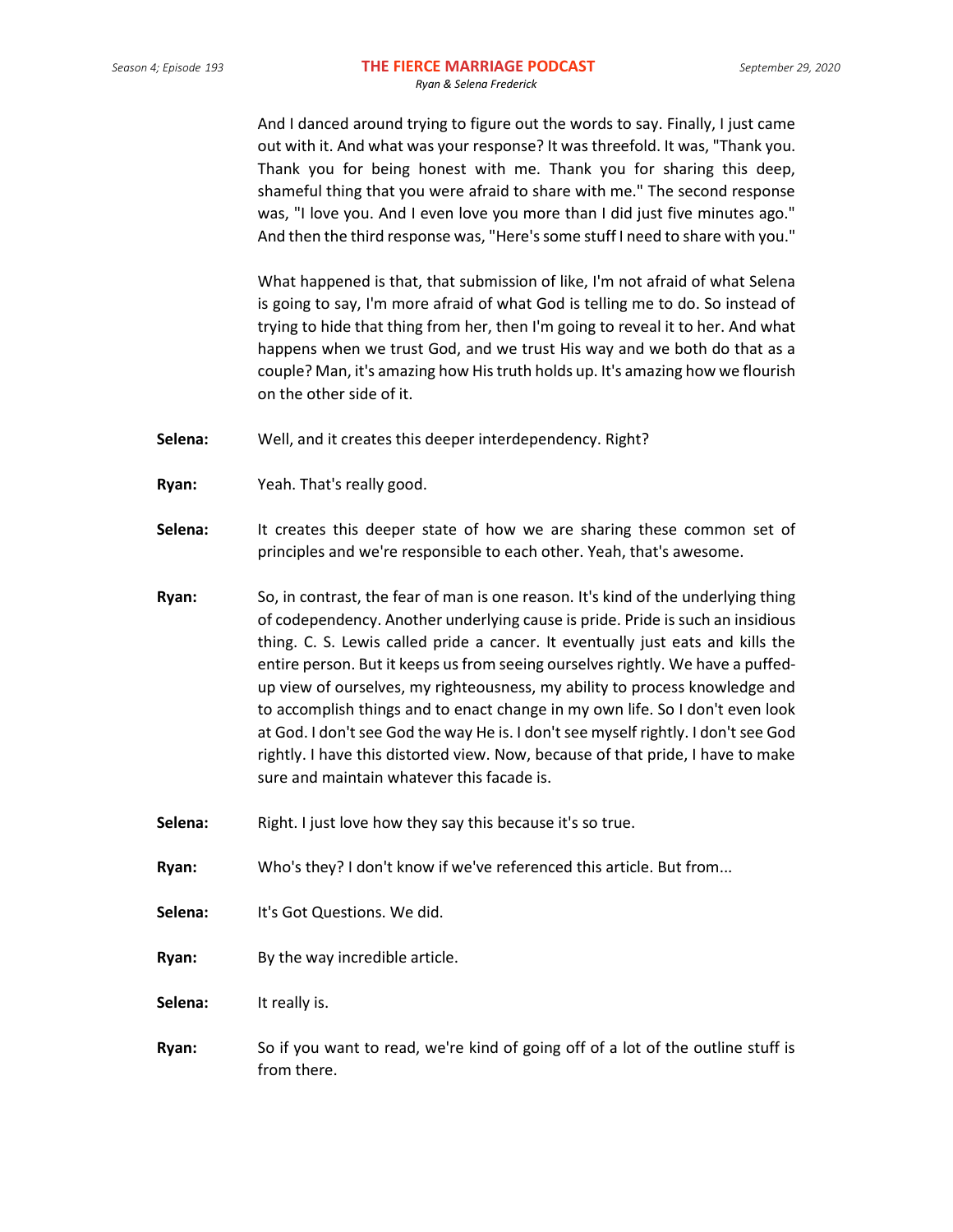And I danced around trying to figure out the words to say. Finally, I just came out with it. And what was your response? It was threefold. It was, "Thank you. Thank you for being honest with me. Thank you for sharing this deep, shameful thing that you were afraid to share with me." The second response was, "I love you. And I even love you more than I did just five minutes ago." And then the third response was, "Here's some stuff I need to share with you."

What happened is that, that submission of like, I'm not afraid of what Selena is going to say, I'm more afraid of what God is telling me to do. So instead of trying to hide that thing from her, then I'm going to reveal it to her. And what happens when we trust God, and we trust His way and we both do that as a couple? Man, it's amazing how His truth holds up. It's amazing how we flourish on the other side of it.

**Selena:** Well, and it creates this deeper interdependency. Right?

**Ryan:** Yeah. That's really good.

**Selena:** It creates this deeper state of how we are sharing these common set of principles and we're responsible to each other. Yeah, that's awesome.

**Ryan:** So, in contrast, the fear of man is one reason. It's kind of the underlying thing of codependency. Another underlying cause is pride. Pride is such an insidious thing. C. S. Lewis called pride a cancer. It eventually just eats and kills the entire person. But it keeps us from seeing ourselves rightly. We have a puffed-up view of ourselves, my righteousness, my ability to process knowledge and to accomplish things and to enact change in my own life. So I don't even look at God. I don't see God the way He is. I don't see myself rightly. I don't see God rightly. I have this distorted view. Now, because of that pride, I have to make sure and maintain whatever this facade is.

**Selena:** Right. I just love how they say this because it's so true.

**Ryan:** Who's they? I don't know if we've referenced this article. But from...

**Selena:** It's Got Questions. We did.

**Ryan:** By the way incredible article.

**Selena:** It really is.

**Ryan:** So if you want to read, we're kind of going off of a lot of the outline stuff is from there.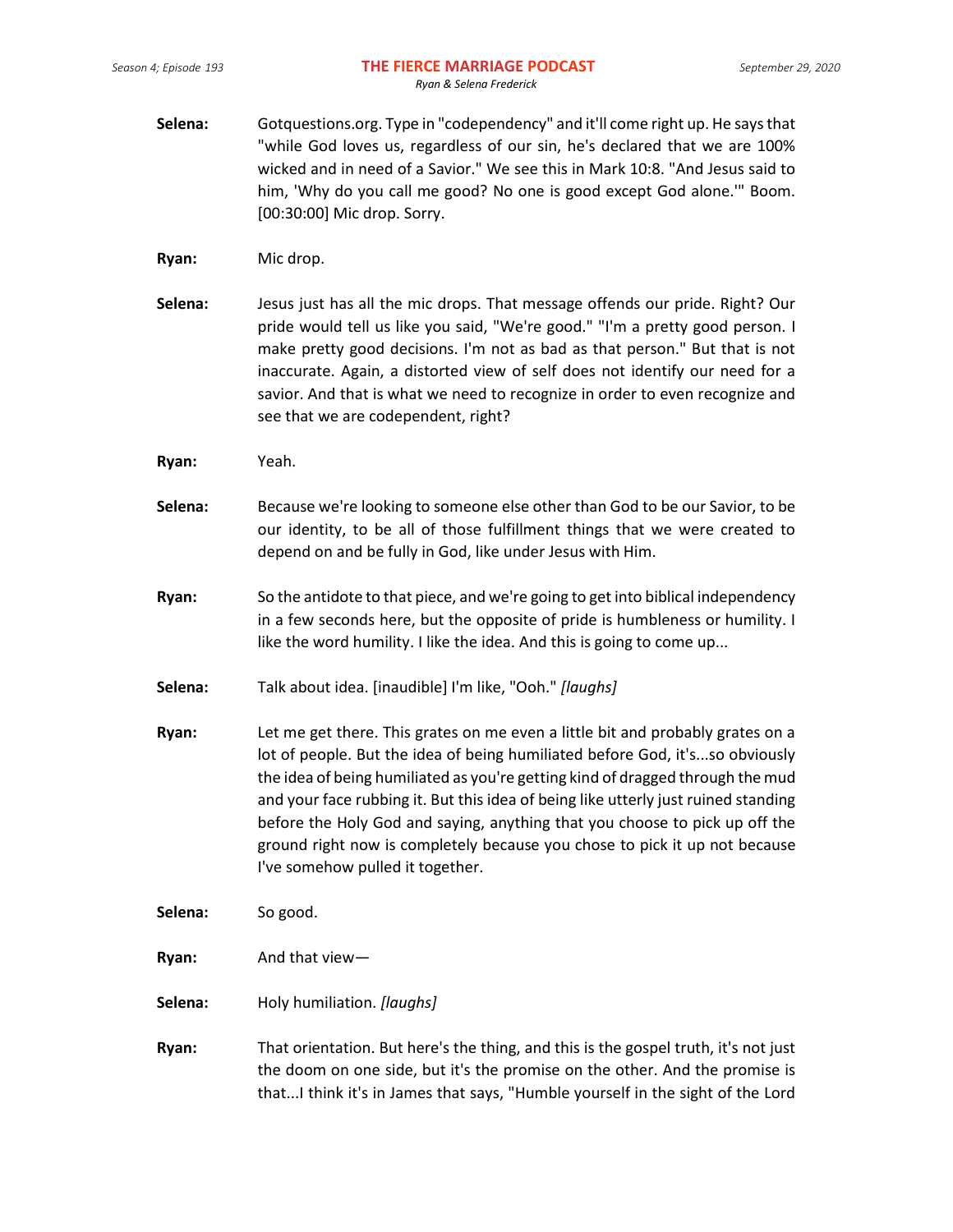**Selena:** Gotquestions.org. Type in "codependency" and it'll come right up. He says that "while God loves us, regardless of our sin, he's declared that we are 100% wicked and in need of a Savior." We see this in Mark 10:8. "And Jesus said to him, 'Why do you call me good? No one is good except God alone.'" Boom. [00:30:00] Mic drop. Sorry.

**Ryan:** Mic drop.

**Selena:** Jesus just has all the mic drops. That message offends our pride. Right? Our pride would tell us like you said, "We're good." "I'm a pretty good person. I make pretty good decisions. I'm not as bad as that person." But that is not inaccurate. Again, a distorted view of self does not identify our need for a savior. And that is what we need to recognize in order to even recognize and see that we are codependent, right?

**Ryan:** Yeah.

**Selena:** Because we're looking to someone else other than God to be our Savior, to be our identity, to be all of those fulfillment things that we were created to depend on and be fully in God, like under Jesus with Him.

**Ryan:** So the antidote to that piece, and we're going to get into biblical independency in a few seconds here, but the opposite of pride is humbleness or humility. I like the word humility. I like the idea. And this is going to come up...

**Selena:** Talk about idea. [inaudible] I'm like, "Ooh." *[laughs]*

**Ryan:** Let me get there. This grates on me even a little bit and probably grates on a lot of people. But the idea of being humiliated before God, it's...so obviously the idea of being humiliated as you're getting kind of dragged through the mud and your face rubbing it. But this idea of being like utterly just ruined standing before the Holy God and saying, anything that you choose to pick up off the ground right now is completely because you chose to pick it up not because I've somehow pulled it together.

**Selena:** So good.

**Ryan:** And that view—

**Selena:** Holy humiliation. *[laughs]*

**Ryan:** That orientation. But here's the thing, and this is the gospel truth, it's not just the doom on one side, but it's the promise on the other. And the promise is that...I think it's in James that says, "Humble yourself in the sight of the Lord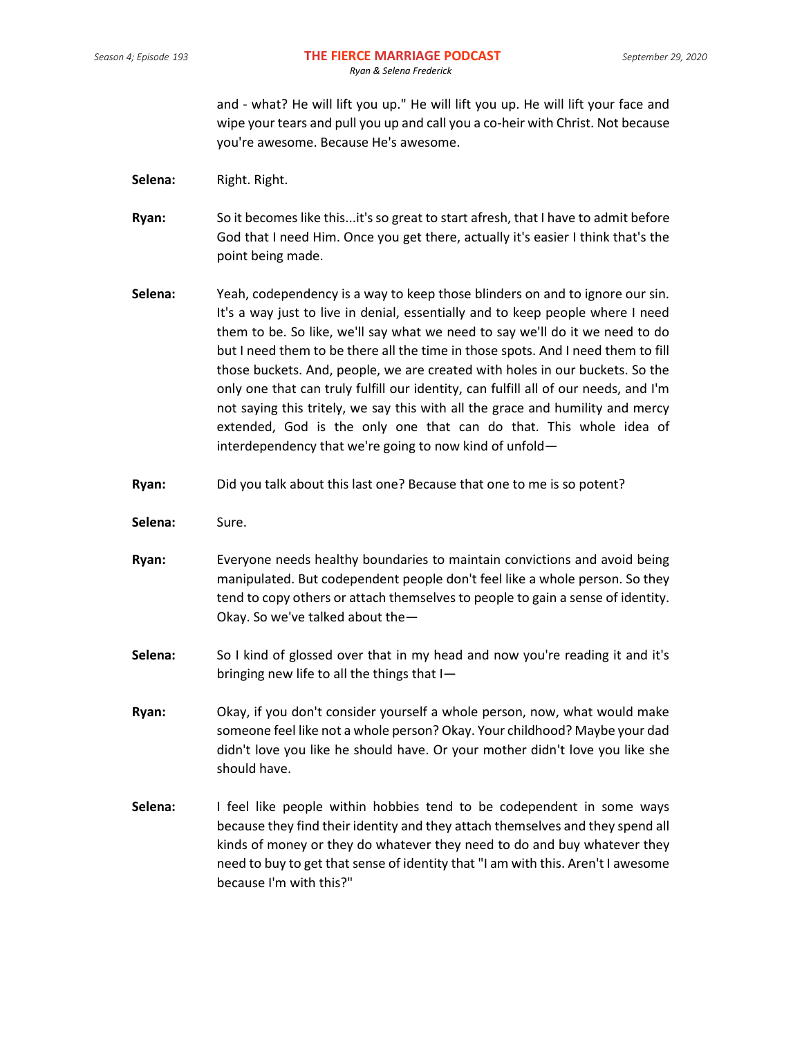and - what? He will lift you up." He will lift you up. He will lift your face and wipe your tears and pull you up and call you a co-heir with Christ. Not because you're awesome. Because He's awesome.

**Selena:** Right. Right.

**Ryan:** So it becomes like this...it's so great to start afresh, that I have to admit before God that I need Him. Once you get there, actually it's easier I think that's the point being made.

**Selena:** Yeah, codependency is a way to keep those blinders on and to ignore our sin. It's a way just to live in denial, essentially and to keep people where I need them to be. So like, we'll say what we need to say we'll do it we need to do but I need them to be there all the time in those spots. And I need them to fill those buckets. And, people, we are created with holes in our buckets. So the only one that can truly fulfill our identity, can fulfill all of our needs, and I'm not saying this tritely, we say this with all the grace and humility and mercy extended, God is the only one that can do that. This whole idea of interdependency that we're going to now kind of unfold—

**Ryan:** Did you talk about this last one? Because that one to me is so potent?

**Selena:** Sure.

**Ryan:** Everyone needs healthy boundaries to maintain convictions and avoid being manipulated. But codependent people don't feel like a whole person. So they tend to copy others or attach themselves to people to gain a sense of identity. Okay. So we've talked about the—

**Selena:** So I kind of glossed over that in my head and now you're reading it and it's bringing new life to all the things that I—

**Ryan:** Okay, if you don't consider yourself a whole person, now, what would make someone feel like not a whole person? Okay. Your childhood? Maybe your dad didn't love you like he should have. Or your mother didn't love you like she should have.

**Selena:** I feel like people within hobbies tend to be codependent in some ways because they find their identity and they attach themselves and they spend all kinds of money or they do whatever they need to do and buy whatever they need to buy to get that sense of identity that "I am with this. Aren't I awesome because I'm with this?"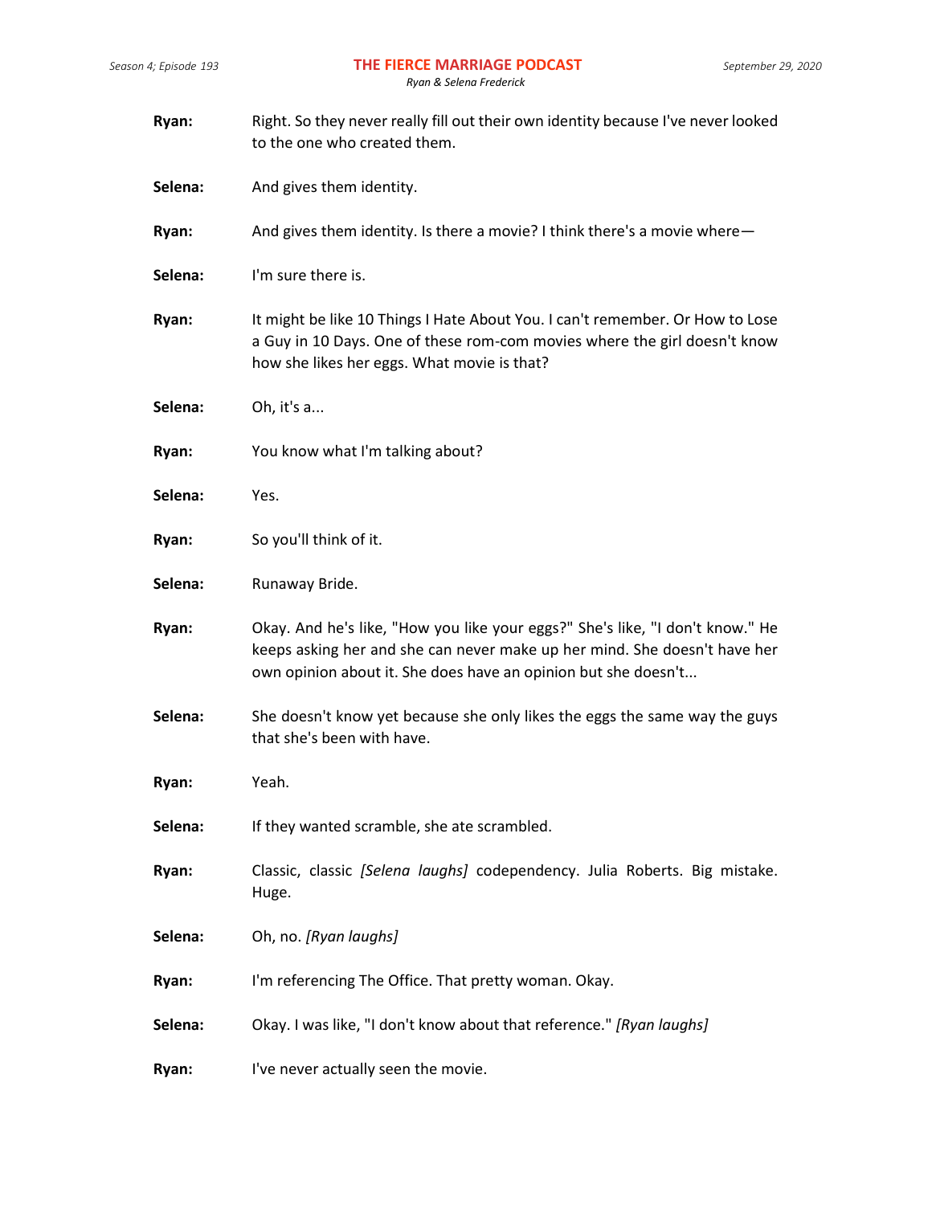**Ryan:** Right. So they never really fill out their own identity because I've never looked to the one who created them.

**Selena:** And gives them identity.

**Ryan:** And gives them identity. Is there a movie? I think there's a movie where—

**Selena:** I'm sure there is.

**Ryan:** It might be like 10 Things I Hate About You. I can't remember. Or How to Lose a Guy in 10 Days. One of these rom-com movies where the girl doesn't know how she likes her eggs. What movie is that?

**Selena:** Oh, it's a...

**Ryan:** You know what I'm talking about?

**Selena:** Yes.

**Ryan:** So you'll think of it.

**Selena:** Runaway Bride.

**Ryan:** Okay. And he's like, "How you like your eggs?" She's like, "I don't know." He keeps asking her and she can never make up her mind. She doesn't have her own opinion about it. She does have an opinion but she doesn't...

**Selena:** She doesn't know yet because she only likes the eggs the same way the guys that she's been with have.

**Ryan:** Yeah.

**Selena:** If they wanted scramble, she ate scrambled.

**Ryan:** Classic, classic *[Selena laughs]* codependency. Julia Roberts. Big mistake. Huge.

**Selena:** Oh, no. *[Ryan laughs]*

**Ryan:** I'm referencing The Office. That pretty woman. Okay.

**Selena:** Okay. I was like, "I don't know about that reference." *[Ryan laughs]*

**Ryan:** I've never actually seen the movie.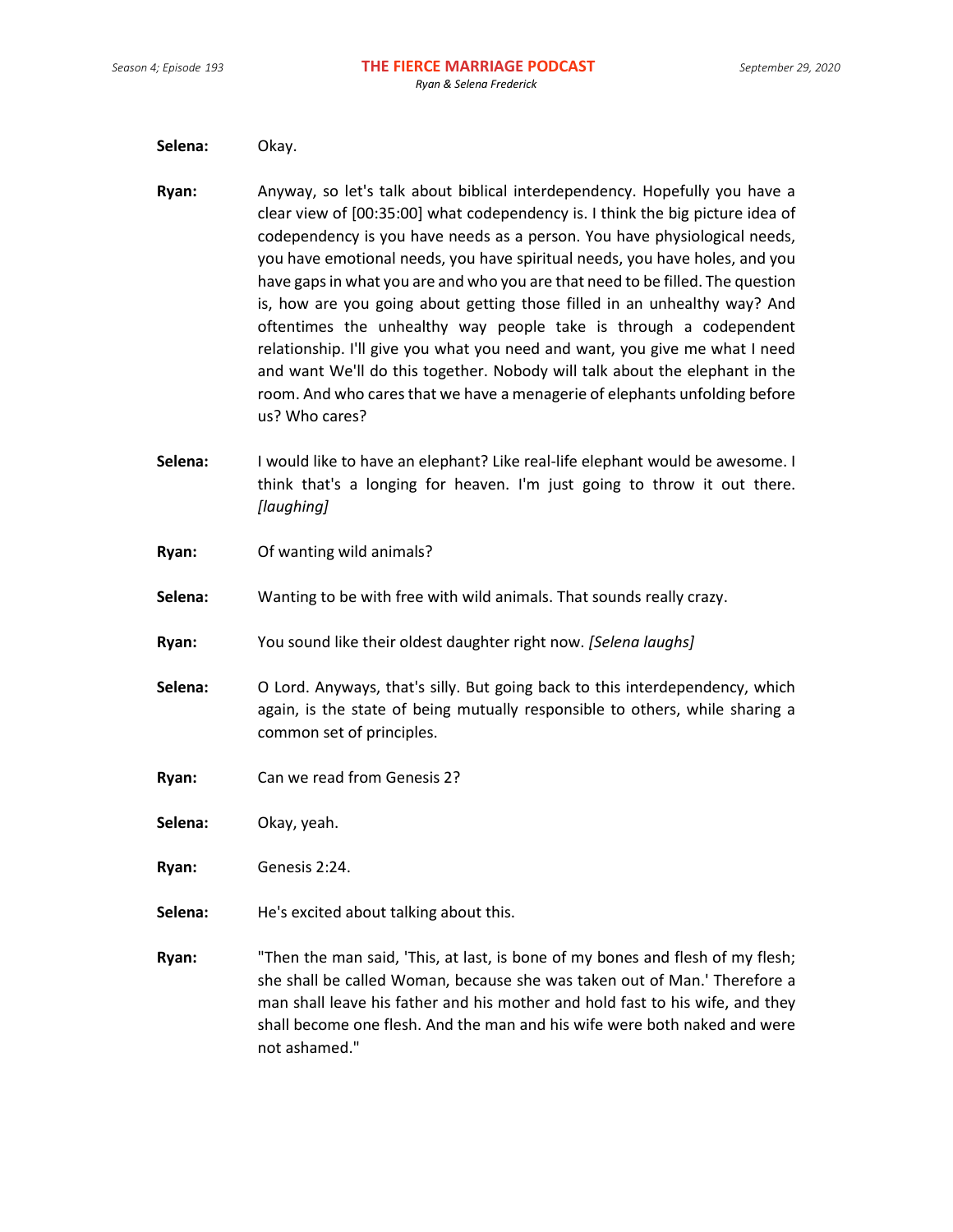**Selena:** Okay.

**Ryan:** Anyway, so let's talk about biblical interdependency. Hopefully you have a clear view of [00:35:00] what codependency is. I think the big picture idea of codependency is you have needs as a person. You have physiological needs, you have emotional needs, you have spiritual needs, you have holes, and you have gaps in what you are and who you are that need to be filled. The question is, how are you going about getting those filled in an unhealthy way? And oftentimes the unhealthy way people take is through a codependent relationship. I'll give you what you need and want, you give me what I need and want We'll do this together. Nobody will talk about the elephant in the room. And who cares that we have a menagerie of elephants unfolding before us? Who cares?

**Selena:** I would like to have an elephant? Like real-life elephant would be awesome. I think that's a longing for heaven. I'm just going to throw it out there. *[laughing]*

**Ryan:** Of wanting wild animals?

**Selena:** Wanting to be with free with wild animals. That sounds really crazy.

**Ryan:** You sound like their oldest daughter right now. *[Selena laughs]*

**Selena:** O Lord. Anyways, that's silly. But going back to this interdependency, which again, is the state of being mutually responsible to others, while sharing a common set of principles.

**Ryan:** Can we read from Genesis 2?

**Selena:** Okay, yeah.

**Ryan:** Genesis 2:24.

**Selena:** He's excited about talking about this.

**Ryan:** "Then the man said, 'This, at last, is bone of my bones and flesh of my flesh; she shall be called Woman, because she was taken out of Man.' Therefore a man shall leave his father and his mother and hold fast to his wife, and they shall become one flesh. And the man and his wife were both naked and were not ashamed."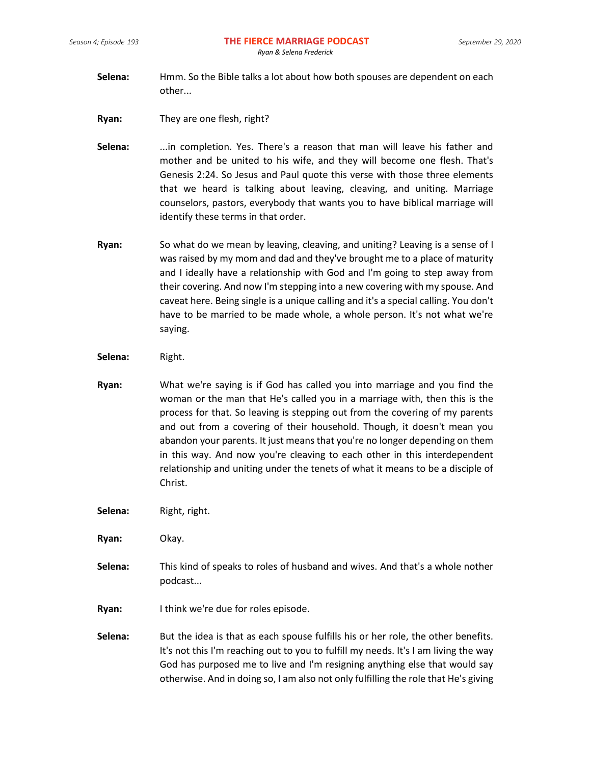**Selena:** Hmm. So the Bible talks a lot about how both spouses are dependent on each other...

**Ryan:** They are one flesh, right?

**Selena:** ...in completion. Yes. There's a reason that man will leave his father and mother and be united to his wife, and they will become one flesh. That's Genesis 2:24. So Jesus and Paul quote this verse with those three elements that we heard is talking about leaving, cleaving, and uniting. Marriage counselors, pastors, everybody that wants you to have biblical marriage will identify these terms in that order.

**Ryan:** So what do we mean by leaving, cleaving, and uniting? Leaving is a sense of I was raised by my mom and dad and they've brought me to a place of maturity and I ideally have a relationship with God and I'm going to step away from their covering. And now I'm stepping into a new covering with my spouse. And caveat here. Being single is a unique calling and it's a special calling. You don't have to be married to be made whole, a whole person. It's not what we're saying.

**Selena:** Right.

**Ryan:** What we're saying is if God has called you into marriage and you find the woman or the man that He's called you in a marriage with, then this is the process for that. So leaving is stepping out from the covering of my parents and out from a covering of their household. Though, it doesn't mean you abandon your parents. It just means that you're no longer depending on them in this way. And now you're cleaving to each other in this interdependent relationship and uniting under the tenets of what it means to be a disciple of Christ.

**Selena:** Right, right.

**Ryan:** Okay.

**Selena:** This kind of speaks to roles of husband and wives. And that's a whole nother podcast...

**Ryan:** I think we're due for roles episode.

**Selena:** But the idea is that as each spouse fulfills his or her role, the other benefits. It's not this I'm reaching out to you to fulfill my needs. It's I am living the way God has purposed me to live and I'm resigning anything else that would say otherwise. And in doing so, I am also not only fulfilling the role that He's giving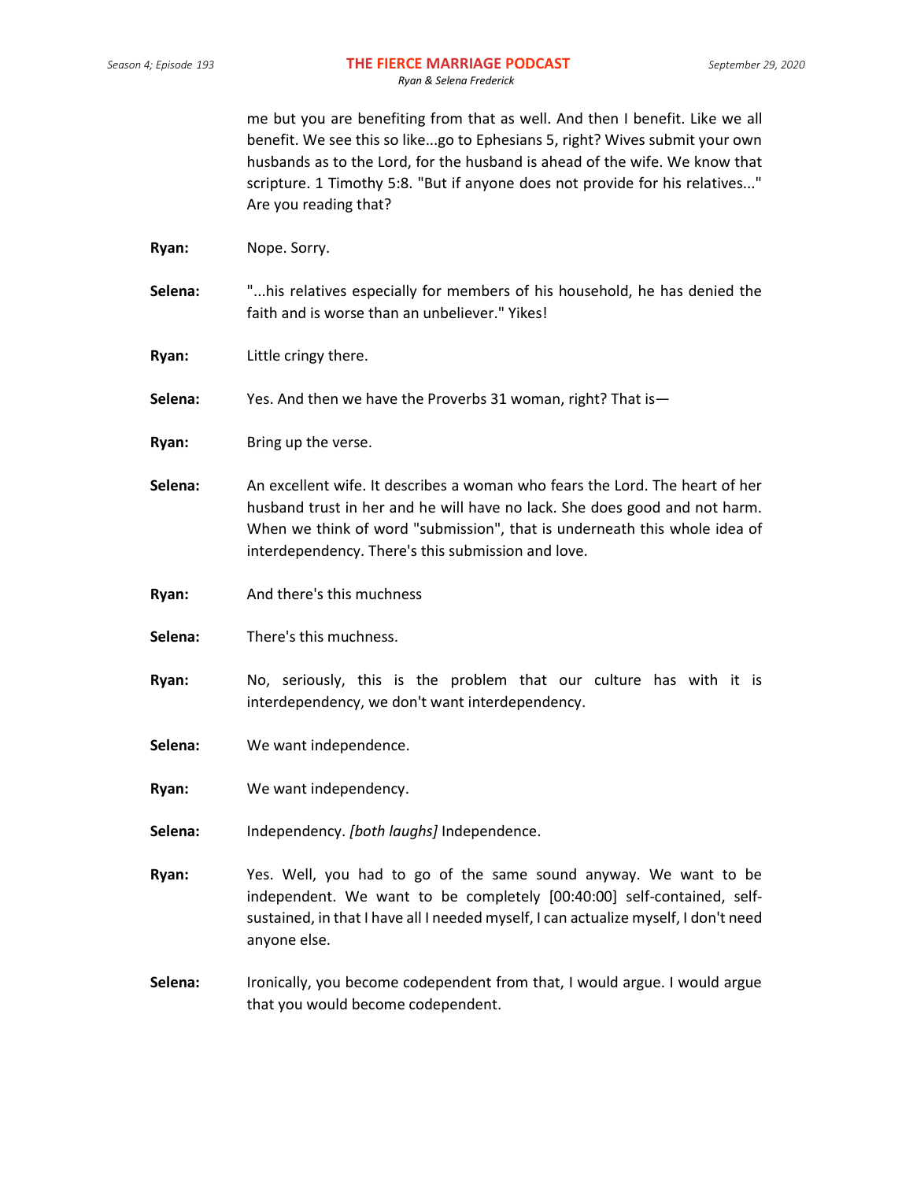me but you are benefiting from that as well. And then I benefit. Like we all benefit. We see this so like...go to Ephesians 5, right? Wives submit your own husbands as to the Lord, for the husband is ahead of the wife. We know that scripture. 1 Timothy 5:8. "But if anyone does not provide for his relatives..." Are you reading that?

**Ryan:** Nope. Sorry.

**Selena:** "...his relatives especially for members of his household, he has denied the faith and is worse than an unbeliever." Yikes!

**Ryan:** Little cringy there.

**Selena:** Yes. And then we have the Proverbs 31 woman, right? That is—

**Ryan:** Bring up the verse.

**Selena:** An excellent wife. It describes a woman who fears the Lord. The heart of her husband trust in her and he will have no lack. She does good and not harm. When we think of word "submission", that is underneath this whole idea of interdependency. There's this submission and love.

**Ryan:** And there's this muchness

**Selena:** There's this muchness.

**Ryan:** No, seriously, this is the problem that our culture has with it is interdependency, we don't want interdependency.

**Selena:** We want independence.

**Ryan:** We want independency.

**Selena:** Independency. *[both laughs]* Independence.

**Ryan:** Yes. Well, you had to go of the same sound anyway. We want to be independent. We want to be completely [00:40:00] self-contained, self-sustained, in that I have all I needed myself, I can actualize myself, I don't need anyone else.

**Selena:** Ironically, you become codependent from that, I would argue. I would argue that you would become codependent.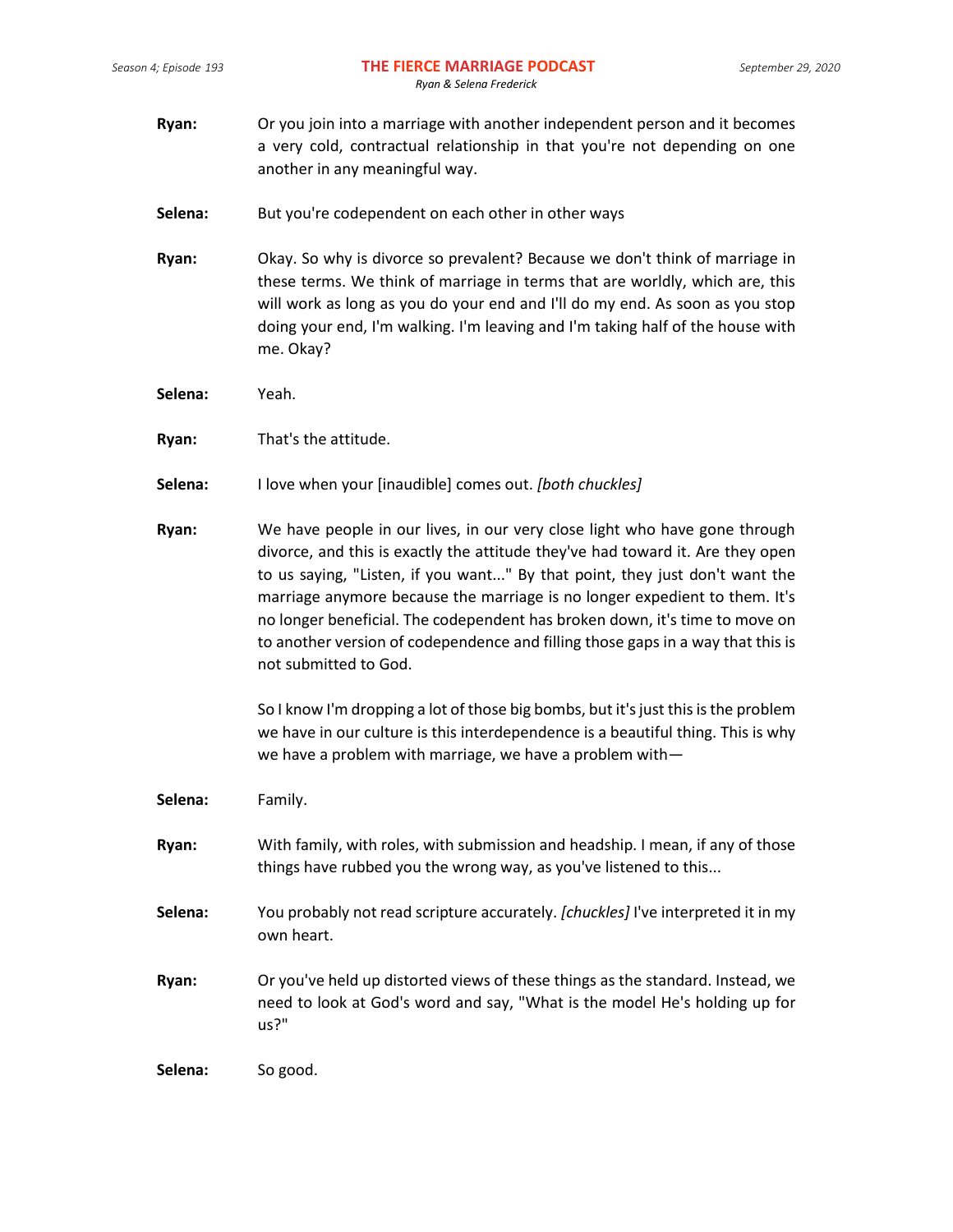**Ryan:** Or you join into a marriage with another independent person and it becomes a very cold, contractual relationship in that you're not depending on one another in any meaningful way.

**Selena:** But you're codependent on each other in other ways

**Ryan:** Okay. So why is divorce so prevalent? Because we don't think of marriage in these terms. We think of marriage in terms that are worldly, which are, this will work as long as you do your end and I'll do my end. As soon as you stop doing your end, I'm walking. I'm leaving and I'm taking half of the house with me. Okay?

**Selena:** Yeah.

**Ryan:** That's the attitude.

**Selena:** I love when your [inaudible] comes out. *[both chuckles]*

**Ryan:** We have people in our lives, in our very close light who have gone through divorce, and this is exactly the attitude they've had toward it. Are they open to us saying, "Listen, if you want..." By that point, they just don't want the marriage anymore because the marriage is no longer expedient to them. It's no longer beneficial. The codependent has broken down, it's time to move on to another version of codependence and filling those gaps in a way that this is not submitted to God.

So I know I'm dropping a lot of those big bombs, but it's just this is the problem we have in our culture is this interdependence is a beautiful thing. This is why we have a problem with marriage, we have a problem with—

**Selena:** Family.

**Ryan:** With family, with roles, with submission and headship. I mean, if any of those things have rubbed you the wrong way, as you've listened to this...

**Selena:** You probably not read scripture accurately. *[chuckles]* I've interpreted it in my own heart.

**Ryan:** Or you've held up distorted views of these things as the standard. Instead, we need to look at God's word and say, "What is the model He's holding up for us?"

**Selena:** So good.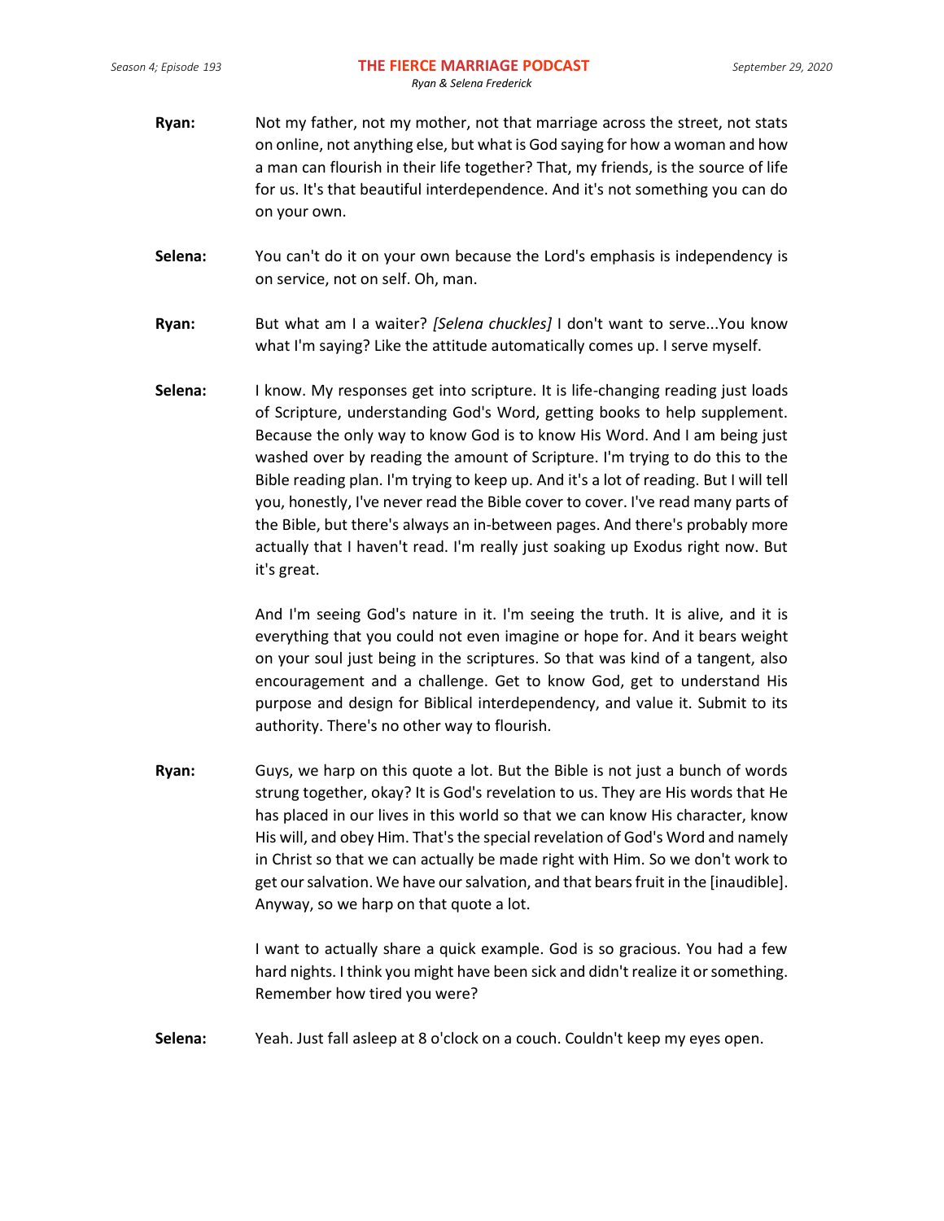**Ryan:** Not my father, not my mother, not that marriage across the street, not stats on online, not anything else, but what is God saying for how a woman and how a man can flourish in their life together? That, my friends, is the source of life for us. It's that beautiful interdependence. And it's not something you can do on your own.

**Selena:** You can't do it on your own because the Lord's emphasis is independency is on service, not on self. Oh, man.

**Ryan:** But what am I a waiter? *[Selena chuckles]* I don't want to serve...You know what I'm saying? Like the attitude automatically comes up. I serve myself.

**Selena:** I know. My responses get into scripture. It is life-changing reading just loads of Scripture, understanding God's Word, getting books to help supplement. Because the only way to know God is to know His Word. And I am being just washed over by reading the amount of Scripture. I'm trying to do this to the Bible reading plan. I'm trying to keep up. And it's a lot of reading. But I will tell you, honestly, I've never read the Bible cover to cover. I've read many parts of the Bible, but there's always an in-between pages. And there's probably more actually that I haven't read. I'm really just soaking up Exodus right now. But it's great.

And I'm seeing God's nature in it. I'm seeing the truth. It is alive, and it is everything that you could not even imagine or hope for. And it bears weight on your soul just being in the scriptures. So that was kind of a tangent, also encouragement and a challenge. Get to know God, get to understand His purpose and design for Biblical interdependency, and value it. Submit to its authority. There's no other way to flourish.

**Ryan:** Guys, we harp on this quote a lot. But the Bible is not just a bunch of words strung together, okay? It is God's revelation to us. They are His words that He has placed in our lives in this world so that we can know His character, know His will, and obey Him. That's the special revelation of God's Word and namely in Christ so that we can actually be made right with Him. So we don't work to get our salvation. We have our salvation, and that bears fruit in the [inaudible]. Anyway, so we harp on that quote a lot.

I want to actually share a quick example. God is so gracious. You had a few hard nights. I think you might have been sick and didn't realize it or something. Remember how tired you were?

**Selena:** Yeah. Just fall asleep at 8 o'clock on a couch. Couldn't keep my eyes open.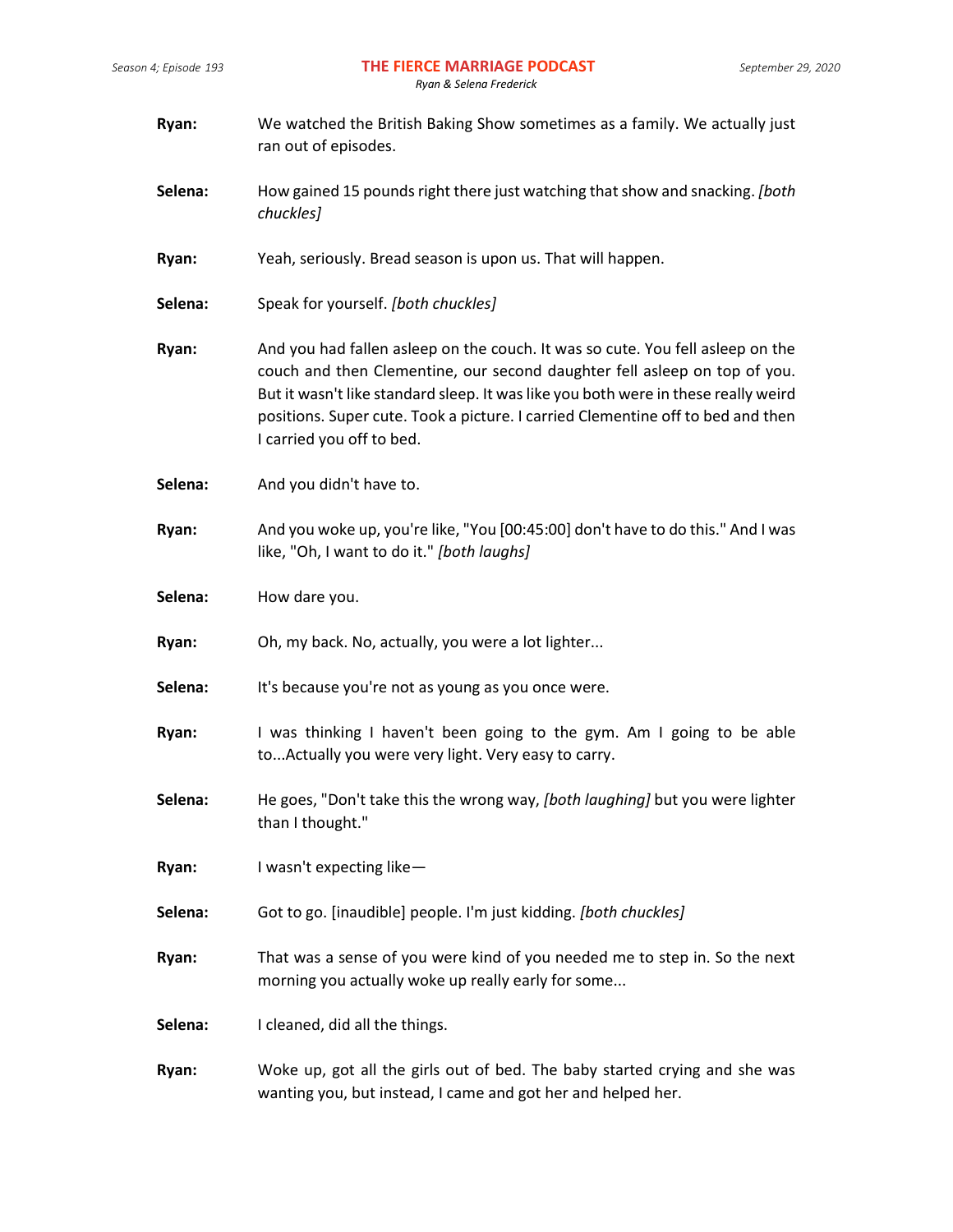**Ryan:** We watched the British Baking Show sometimes as a family. We actually just ran out of episodes.

**Selena:** How gained 15 pounds right there just watching that show and snacking. *[both chuckles]*

**Ryan:** Yeah, seriously. Bread season is upon us. That will happen.

**Selena:** Speak for yourself. *[both chuckles]*

**Ryan:** And you had fallen asleep on the couch. It was so cute. You fell asleep on the couch and then Clementine, our second daughter fell asleep on top of you. But it wasn't like standard sleep. It was like you both were in these really weird positions. Super cute. Took a picture. I carried Clementine off to bed and then I carried you off to bed.

**Selena:** And you didn't have to.

**Ryan:** And you woke up, you're like, "You [00:45:00] don't have to do this." And I was like, "Oh, I want to do it." *[both laughs]*

**Selena:** How dare you.

**Ryan:** Oh, my back. No, actually, you were a lot lighter...

**Selena:** It's because you're not as young as you once were.

**Ryan:** I was thinking I haven't been going to the gym. Am I going to be able to...Actually you were very light. Very easy to carry.

**Selena:** He goes, "Don't take this the wrong way, *[both laughing]* but you were lighter than I thought."

**Ryan:** I wasn't expecting like—

**Selena:** Got to go. [inaudible] people. I'm just kidding. *[both chuckles]*

**Ryan:** That was a sense of you were kind of you needed me to step in. So the next morning you actually woke up really early for some...

**Selena:** I cleaned, did all the things.

**Ryan:** Woke up, got all the girls out of bed. The baby started crying and she was wanting you, but instead, I came and got her and helped her.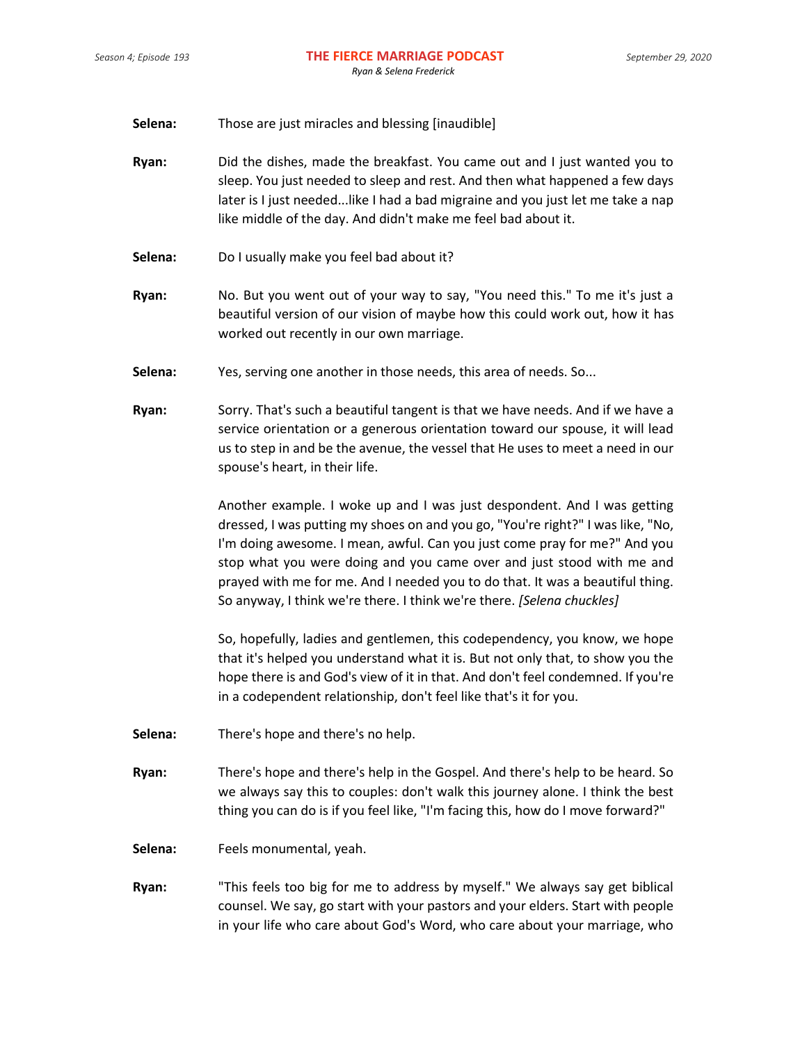**Selena:** Those are just miracles and blessing [inaudible]

**Ryan:** Did the dishes, made the breakfast. You came out and I just wanted you to sleep. You just needed to sleep and rest. And then what happened a few days later is I just needed...like I had a bad migraine and you just let me take a nap like middle of the day. And didn't make me feel bad about it.

**Selena:** Do I usually make you feel bad about it?

**Ryan:** No. But you went out of your way to say, "You need this." To me it's just a beautiful version of our vision of maybe how this could work out, how it has worked out recently in our own marriage.

**Selena:** Yes, serving one another in those needs, this area of needs. So...

**Ryan:** Sorry. That's such a beautiful tangent is that we have needs. And if we have a service orientation or a generous orientation toward our spouse, it will lead us to step in and be the avenue, the vessel that He uses to meet a need in our spouse's heart, in their life.

Another example. I woke up and I was just despondent. And I was getting dressed, I was putting my shoes on and you go, "You're right?" I was like, "No, I'm doing awesome. I mean, awful. Can you just come pray for me?" And you stop what you were doing and you came over and just stood with me and prayed with me for me. And I needed you to do that. It was a beautiful thing. So anyway, I think we're there. I think we're there. *[Selena chuckles]*

So, hopefully, ladies and gentlemen, this codependency, you know, we hope that it's helped you understand what it is. But not only that, to show you the hope there is and God's view of it in that. And don't feel condemned. If you're in a codependent relationship, don't feel like that's it for you.

**Selena:** There's hope and there's no help.

**Ryan:** There's hope and there's help in the Gospel. And there's help to be heard. So we always say this to couples: don't walk this journey alone. I think the best thing you can do is if you feel like, "I'm facing this, how do I move forward?"

**Selena:** Feels monumental, yeah.

**Ryan:** "This feels too big for me to address by myself." We always say get biblical counsel. We say, go start with your pastors and your elders. Start with people in your life who care about God's Word, who care about your marriage, who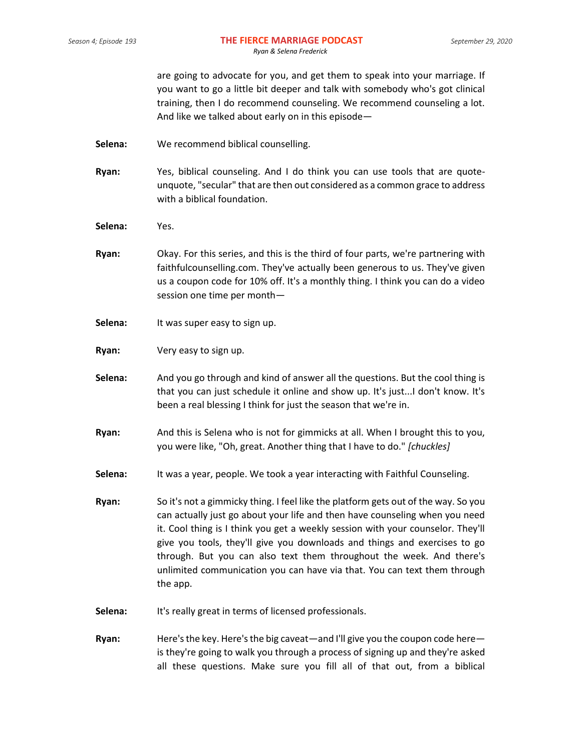are going to advocate for you, and get them to speak into your marriage. If you want to go a little bit deeper and talk with somebody who's got clinical training, then I do recommend counseling. We recommend counseling a lot. And like we talked about early on in this episode—

**Selena:** We recommend biblical counselling.

**Ryan:** Yes, biblical counseling. And I do think you can use tools that are quote-unquote, "secular" that are then out considered as a common grace to address with a biblical foundation.

**Selena:** Yes.

**Ryan:** Okay. For this series, and this is the third of four parts, we're partnering with faithfulcounselling.com. They've actually been generous to us. They've given us a coupon code for 10% off. It's a monthly thing. I think you can do a video session one time per month—

**Selena:** It was super easy to sign up.

**Ryan:** Very easy to sign up.

**Selena:** And you go through and kind of answer all the questions. But the cool thing is that you can just schedule it online and show up. It's just...I don't know. It's been a real blessing I think for just the season that we're in.

**Ryan:** And this is Selena who is not for gimmicks at all. When I brought this to you, you were like, "Oh, great. Another thing that I have to do." *[chuckles]*

**Selena:** It was a year, people. We took a year interacting with Faithful Counseling.

**Ryan:** So it's not a gimmicky thing. I feel like the platform gets out of the way. So you can actually just go about your life and then have counseling when you need it. Cool thing is I think you get a weekly session with your counselor. They'll give you tools, they'll give you downloads and things and exercises to go through. But you can also text them throughout the week. And there's unlimited communication you can have via that. You can text them through the app.

**Selena:** It's really great in terms of licensed professionals.

**Ryan:** Here's the key. Here's the big caveat—and I'll give you the coupon code here—is they're going to walk you through a process of signing up and they're asked all these questions. Make sure you fill all of that out, from a biblical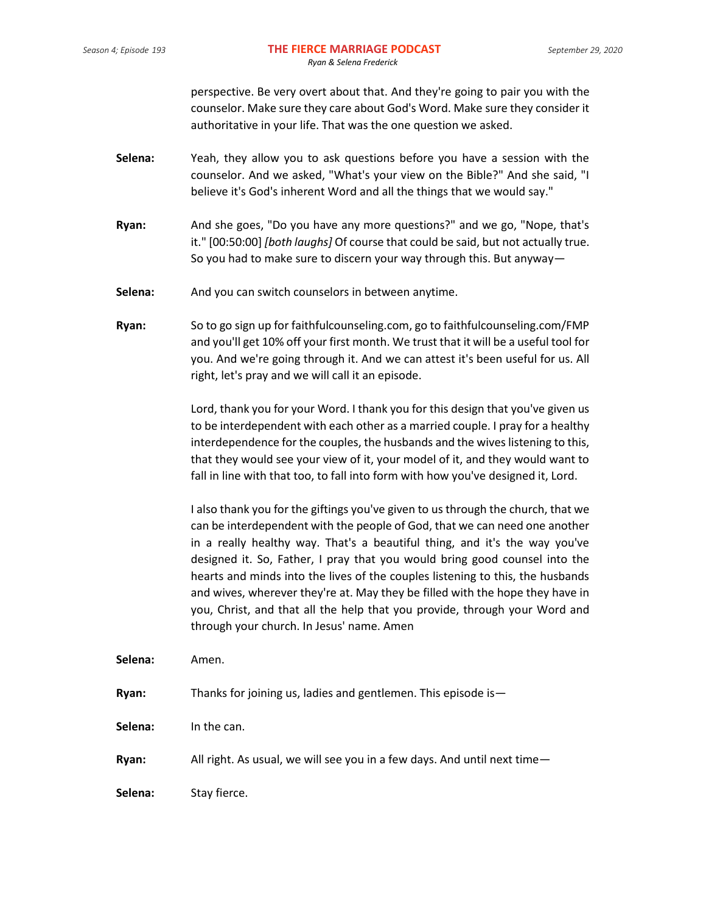perspective. Be very overt about that. And they're going to pair you with the counselor. Make sure they care about God's Word. Make sure they consider it authoritative in your life. That was the one question we asked.

**Selena:** Yeah, they allow you to ask questions before you have a session with the counselor. And we asked, "What's your view on the Bible?" And she said, "I believe it's God's inherent Word and all the things that we would say."

**Ryan:** And she goes, "Do you have any more questions?" and we go, "Nope, that's it." [00:50:00] *[both laughs]* Of course that could be said, but not actually true. So you had to make sure to discern your way through this. But anyway—

**Selena:** And you can switch counselors in between anytime.

**Ryan:** So to go sign up for faithfulcounseling.com, go to faithfulcounseling.com/FMP and you'll get 10% off your first month. We trust that it will be a useful tool for you. And we're going through it. And we can attest it's been useful for us. All right, let's pray and we will call it an episode.

Lord, thank you for your Word. I thank you for this design that you've given us to be interdependent with each other as a married couple. I pray for a healthy interdependence for the couples, the husbands and the wives listening to this, that they would see your view of it, your model of it, and they would want to fall in line with that too, to fall into form with how you've designed it, Lord.

I also thank you for the giftings you've given to us through the church, that we can be interdependent with the people of God, that we can need one another in a really healthy way. That's a beautiful thing, and it's the way you've designed it. So, Father, I pray that you would bring good counsel into the hearts and minds into the lives of the couples listening to this, the husbands and wives, wherever they're at. May they be filled with the hope they have in you, Christ, and that all the help that you provide, through your Word and through your church. In Jesus' name. Amen

**Selena:** Amen.

**Ryan:** Thanks for joining us, ladies and gentlemen. This episode is—

**Selena:** In the can.

**Ryan:** All right. As usual, we will see you in a few days. And until next time—

**Selena:** Stay fierce.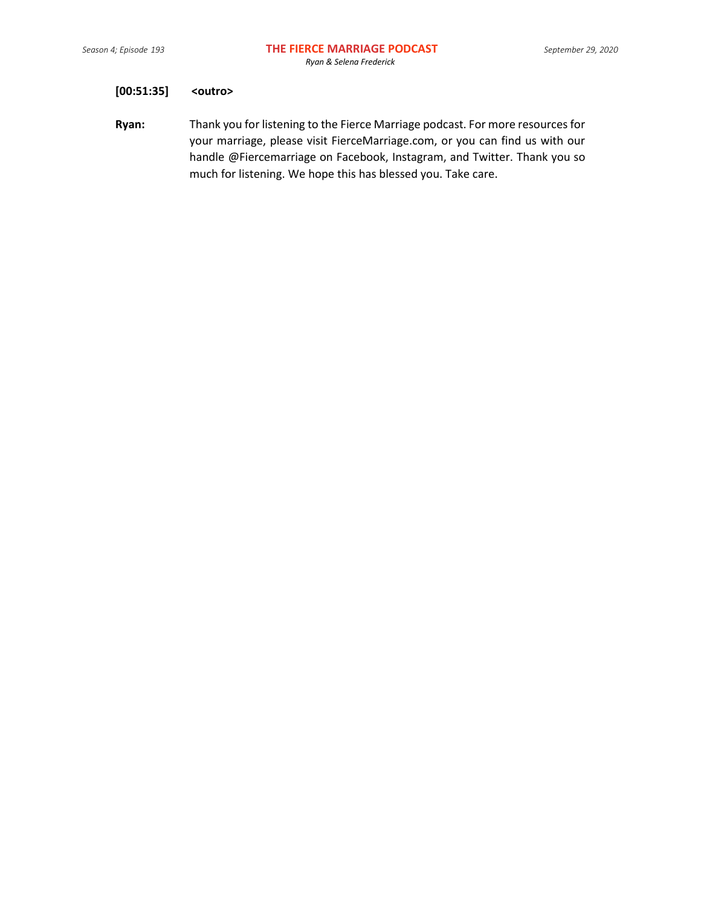**[00:51:35] <outro>**

**Ryan:** Thank you for listening to the Fierce Marriage podcast. For more resources for your marriage, please visit FierceMarriage.com, or you can find us with our handle @Fiercemarriage on Facebook, Instagram, and Twitter. Thank you so much for listening. We hope this has blessed you. Take care.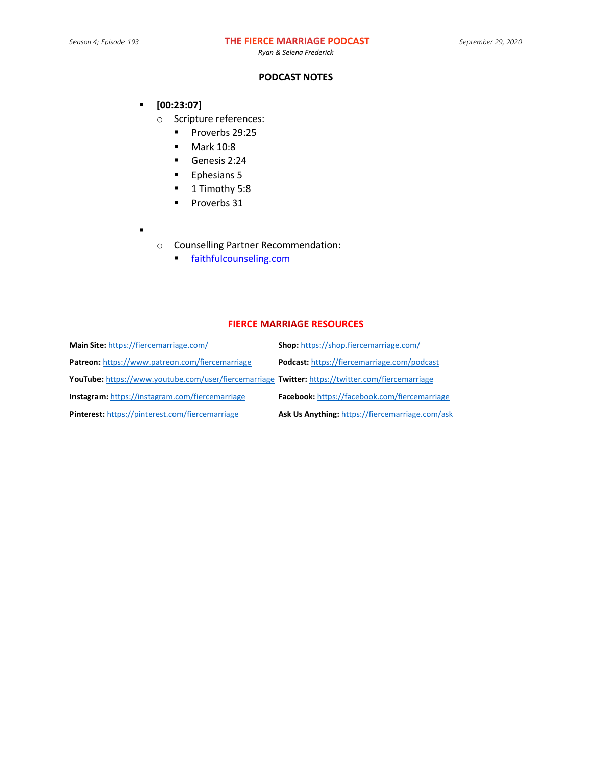## PODCAST NOTES

- **[00:23:07]**
  - Scripture references:
    - Proverbs 29:25
    - Mark 10:8
    - Genesis 2:24
    - Ephesians 5
    - 1 Timothy 5:8
    - Proverbs 31
- 
  - Counselling Partner Recommendation:
    - faithfulcounseling.com

## FIERCE MARRIAGE RESOURCES

**Main Site:** https://fiercemarriage.com/

**Shop:** https://shop.fiercemarriage.com/

**Patreon:** https://www.patreon.com/fiercemarriage

**Podcast:** https://fiercemarriage.com/podcast

**YouTube:** https://www.youtube.com/user/fiercemarriage

**Twitter:** https://twitter.com/fiercemarriage

**Instagram:** https://instagram.com/fiercemarriage

**Facebook:** https://facebook.com/fiercemarriage

**Pinterest:** https://pinterest.com/fiercemarriage

**Ask Us Anything:** https://fiercemarriage.com/ask